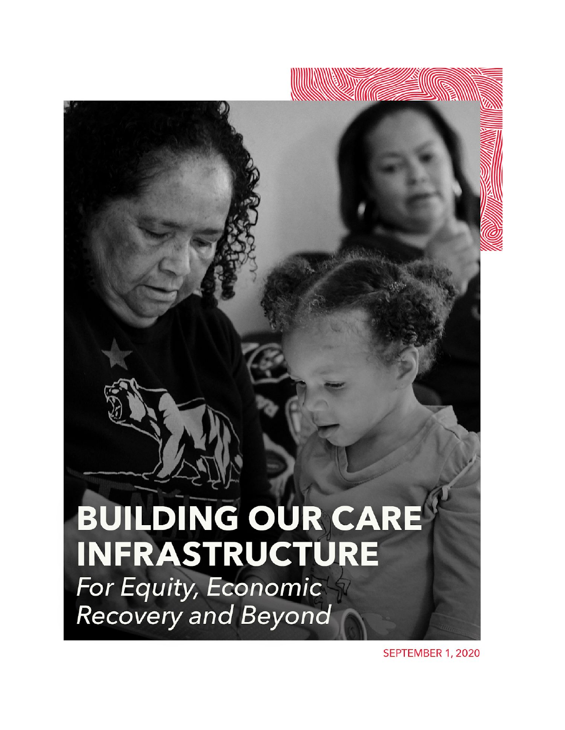# BUILDING OUR CARE INFRASTRUCTURE

*For Equity, Economic Recovery and Beyond*

SEPTEMBER 1, 2020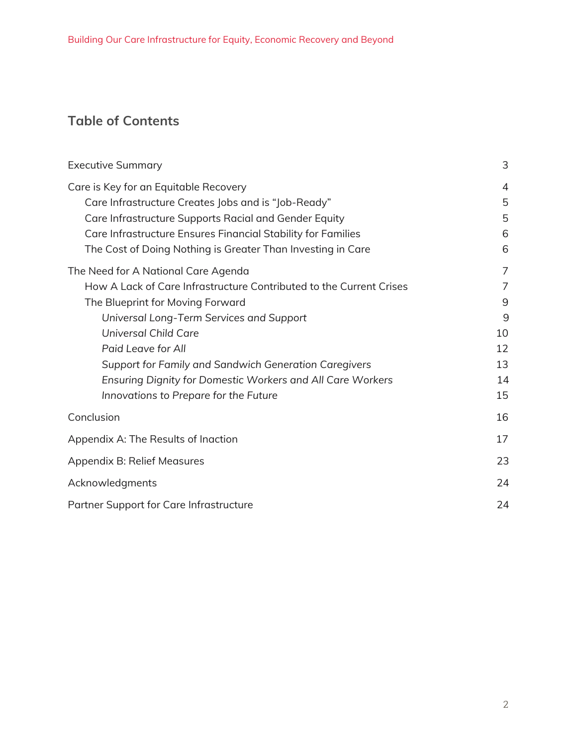## Table of Contents

| | |
|---|---|
| Executive Summary | 3 |
| Care is Key for an Equitable Recovery | 4 |
| Care Infrastructure Creates Jobs and is "Job-Ready" | 5 |
| Care Infrastructure Supports Racial and Gender Equity | 5 |
| Care Infrastructure Ensures Financial Stability for Families | 6 |
| The Cost of Doing Nothing is Greater Than Investing in Care | 6 |
| The Need for A National Care Agenda | 7 |
| How A Lack of Care Infrastructure Contributed to the Current Crises | 7 |
| The Blueprint for Moving Forward | 9 |
| *Universal Long-Term Services and Support* | 9 |
| *Universal Child Care* | 10 |
| *Paid Leave for All* | 12 |
| *Support for Family and Sandwich Generation Caregivers* | 13 |
| *Ensuring Dignity for Domestic Workers and All Care Workers* | 14 |
| *Innovations to Prepare for the Future* | 15 |
| Conclusion | 16 |
| Appendix A: The Results of Inaction | 17 |
| Appendix B: Relief Measures | 23 |
| Acknowledgments | 24 |
| Partner Support for Care Infrastructure | 24 |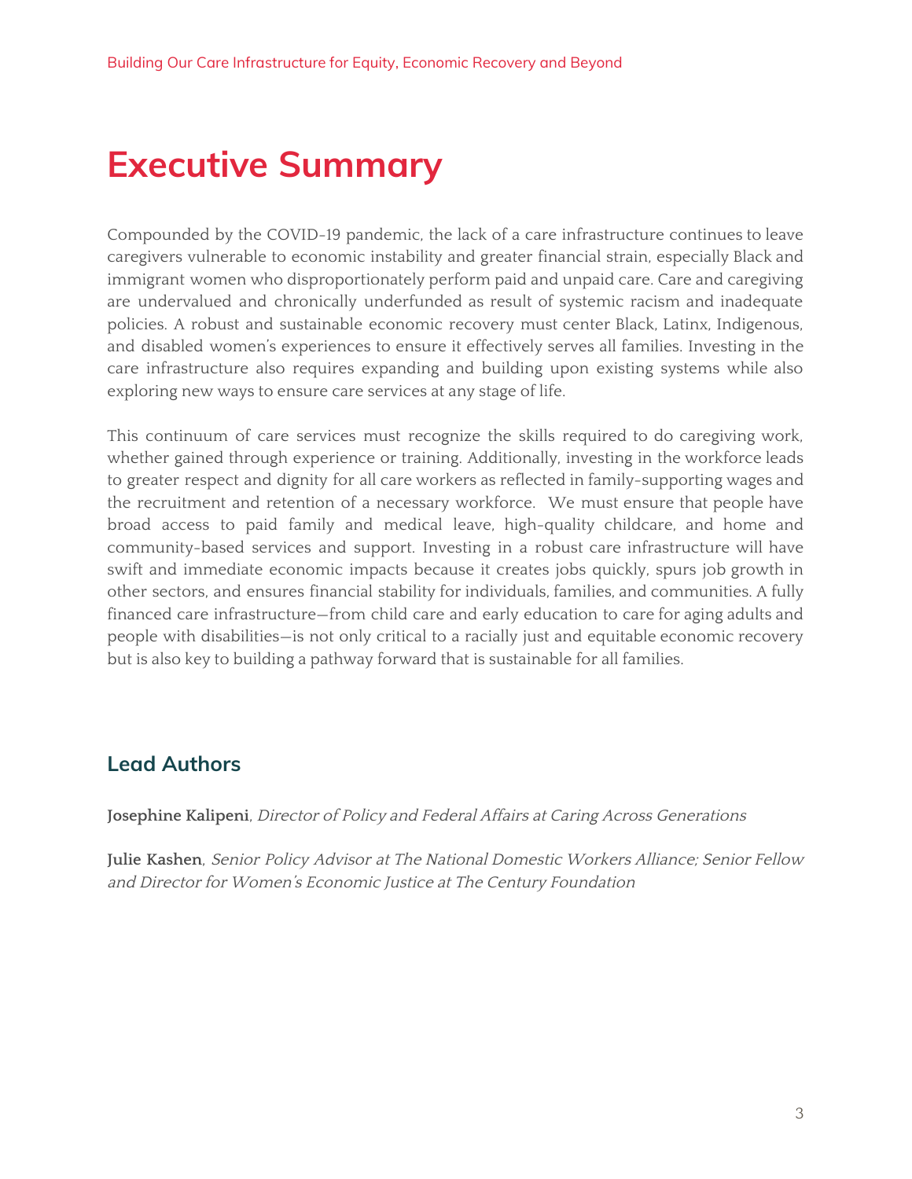# Executive Summary

Compounded by the COVID-19 pandemic, the lack of a care infrastructure continues to leave caregivers vulnerable to economic instability and greater financial strain, especially Black and immigrant women who disproportionately perform paid and unpaid care. Care and caregiving are undervalued and chronically underfunded as result of systemic racism and inadequate policies. A robust and sustainable economic recovery must center Black, Latinx, Indigenous, and disabled women's experiences to ensure it effectively serves all families. Investing in the care infrastructure also requires expanding and building upon existing systems while also exploring new ways to ensure care services at any stage of life.

This continuum of care services must recognize the skills required to do caregiving work, whether gained through experience or training. Additionally, investing in the workforce leads to greater respect and dignity for all care workers as reflected in family-supporting wages and the recruitment and retention of a necessary workforce. We must ensure that people have broad access to paid family and medical leave, high-quality childcare, and home and community-based services and support. Investing in a robust care infrastructure will have swift and immediate economic impacts because it creates jobs quickly, spurs job growth in other sectors, and ensures financial stability for individuals, families, and communities. A fully financed care infrastructure—from child care and early education to care for aging adults and people with disabilities—is not only critical to a racially just and equitable economic recovery but is also key to building a pathway forward that is sustainable for all families.

## Lead Authors

**Josephine Kalipeni**, *Director of Policy and Federal Affairs at Caring Across Generations*

**Julie Kashen**, *Senior Policy Advisor at The National Domestic Workers Alliance; Senior Fellow and Director for Women's Economic Justice at The Century Foundation*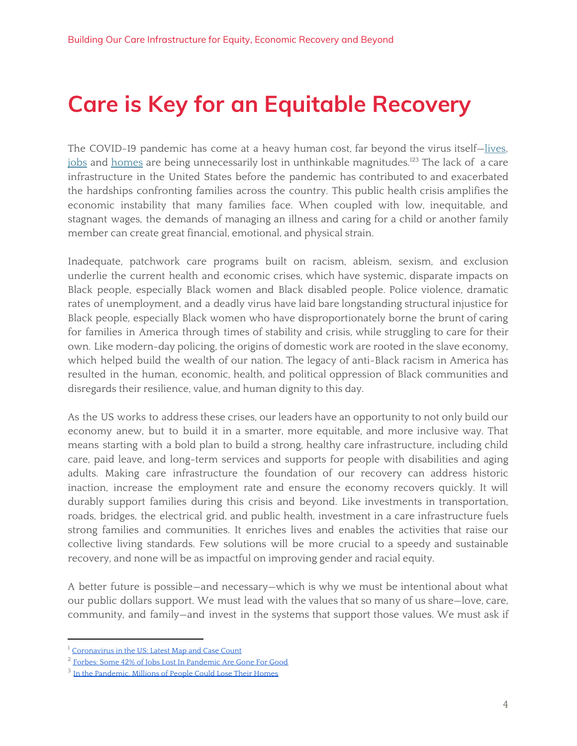# Care is Key for an Equitable Recovery

The COVID-19 pandemic has come at a heavy human cost, far beyond the virus itself—lives, jobs and homes are being unnecessarily lost in unthinkable magnitudes.[1][2][3] The lack of a care infrastructure in the United States before the pandemic has contributed to and exacerbated the hardships confronting families across the country. This public health crisis amplifies the economic instability that many families face. When coupled with low, inequitable, and stagnant wages, the demands of managing an illness and caring for a child or another family member can create great financial, emotional, and physical strain.

Inadequate, patchwork care programs built on racism, ableism, sexism, and exclusion underlie the current health and economic crises, which have systemic, disparate impacts on Black people, especially Black women and Black disabled people. Police violence, dramatic rates of unemployment, and a deadly virus have laid bare longstanding structural injustice for Black people, especially Black women who have disproportionately borne the brunt of caring for families in America through times of stability and crisis, while struggling to care for their own. Like modern-day policing, the origins of domestic work are rooted in the slave economy, which helped build the wealth of our nation. The legacy of anti-Black racism in America has resulted in the human, economic, health, and political oppression of Black communities and disregards their resilience, value, and human dignity to this day.

As the US works to address these crises, our leaders have an opportunity to not only build our economy anew, but to build it in a smarter, more equitable, and more inclusive way. That means starting with a bold plan to build a strong, healthy care infrastructure, including child care, paid leave, and long-term services and supports for people with disabilities and aging adults. Making care infrastructure the foundation of our recovery can address historic inaction, increase the employment rate and ensure the economy recovers quickly. It will durably support families during this crisis and beyond. Like investments in transportation, roads, bridges, the electrical grid, and public health, investment in a care infrastructure fuels strong families and communities. It enriches lives and enables the activities that raise our collective living standards. Few solutions will be more crucial to a speedy and sustainable recovery, and none will be as impactful on improving gender and racial equity.

A better future is possible—and necessary—which is why we must be intentional about what our public dollars support. We must lead with the values that so many of us share—love, care, community, and family—and invest in the systems that support those values. We must ask if

---

[1] Coronavirus in the US: Latest Map and Case Count

[2] Forbes: Some 42% of Jobs Lost In Pandemic Are Gone For Good

[3] In the Pandemic, Millions of People Could Lose Their Homes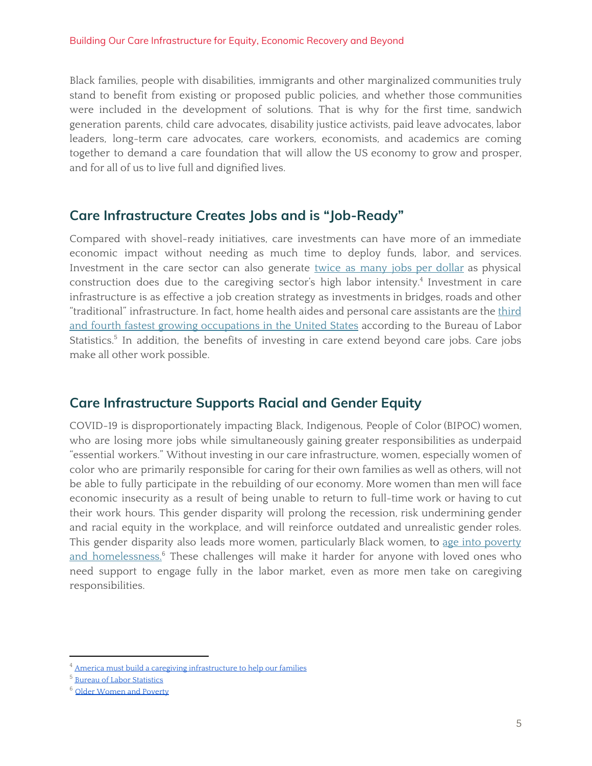Black families, people with disabilities, immigrants and other marginalized communities truly stand to benefit from existing or proposed public policies, and whether those communities were included in the development of solutions. That is why for the first time, sandwich generation parents, child care advocates, disability justice activists, paid leave advocates, labor leaders, long-term care advocates, care workers, economists, and academics are coming together to demand a care foundation that will allow the US economy to grow and prosper, and for all of us to live full and dignified lives.

## Care Infrastructure Creates Jobs and is "Job-Ready"

Compared with shovel-ready initiatives, care investments can have more of an immediate economic impact without needing as much time to deploy funds, labor, and services. Investment in the care sector can also generate twice as many jobs per dollar as physical construction does due to the caregiving sector's high labor intensity.[4] Investment in care infrastructure is as effective a job creation strategy as investments in bridges, roads and other "traditional" infrastructure. In fact, home health aides and personal care assistants are the third and fourth fastest growing occupations in the United States according to the Bureau of Labor Statistics.[5] In addition, the benefits of investing in care extend beyond care jobs. Care jobs make all other work possible.

## Care Infrastructure Supports Racial and Gender Equity

COVID-19 is disproportionately impacting Black, Indigenous, People of Color (BIPOC) women, who are losing more jobs while simultaneously gaining greater responsibilities as underpaid "essential workers." Without investing in our care infrastructure, women, especially women of color who are primarily responsible for caring for their own families as well as others, will not be able to fully participate in the rebuilding of our economy. More women than men will face economic insecurity as a result of being unable to return to full-time work or having to cut their work hours. This gender disparity will prolong the recession, risk undermining gender and racial equity in the workplace, and will reinforce outdated and unrealistic gender roles. This gender disparity also leads more women, particularly Black women, to age into poverty and homelessness.[6] These challenges will make it harder for anyone with loved ones who need support to engage fully in the labor market, even as more men take on caregiving responsibilities.

---

[4] America must build a caregiving infrastructure to help our families

[5] Bureau of Labor Statistics

[6] Older Women and Poverty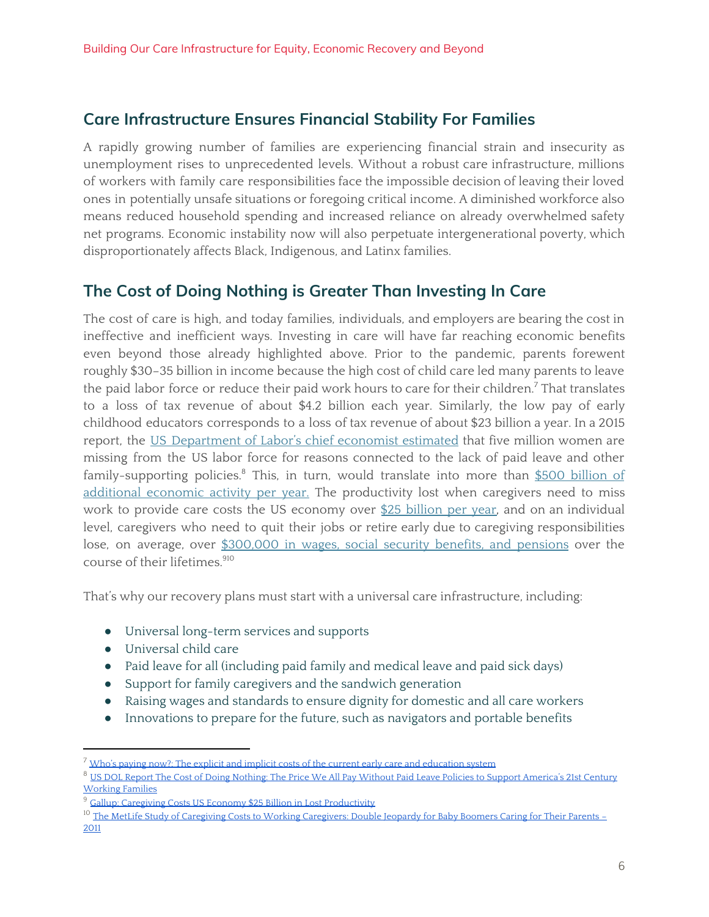## Care Infrastructure Ensures Financial Stability For Families

A rapidly growing number of families are experiencing financial strain and insecurity as unemployment rises to unprecedented levels. Without a robust care infrastructure, millions of workers with family care responsibilities face the impossible decision of leaving their loved ones in potentially unsafe situations or foregoing critical income. A diminished workforce also means reduced household spending and increased reliance on already overwhelmed safety net programs. Economic instability now will also perpetuate intergenerational poverty, which disproportionately affects Black, Indigenous, and Latinx families.

## The Cost of Doing Nothing is Greater Than Investing In Care

The cost of care is high, and today families, individuals, and employers are bearing the cost in ineffective and inefficient ways. Investing in care will have far reaching economic benefits even beyond those already highlighted above. Prior to the pandemic, parents forewent roughly $30-35 billion in income because the high cost of child care led many parents to leave the paid labor force or reduce their paid work hours to care for their children.[7] That translates to a loss of tax revenue of about $4.2 billion each year. Similarly, the low pay of early childhood educators corresponds to a loss of tax revenue of about $23 billion a year. In a 2015 report, the [US Department of Labor's chief economist estimated]() that five million women are missing from the US labor force for reasons connected to the lack of paid leave and other family-supporting policies.[8] This, in turn, would translate into more than [$500 billion of additional economic activity per year.]() The productivity lost when caregivers need to miss work to provide care costs the US economy over [$25 billion per year](), and on an individual level, caregivers who need to quit their jobs or retire early due to caregiving responsibilities lose, on average, over [$300,000 in wages, social security benefits, and pensions]() over the course of their lifetimes.[9][10]

That's why our recovery plans must start with a universal care infrastructure, including:

- Universal long-term services and supports
- Universal child care
- Paid leave for all (including paid family and medical leave and paid sick days)
- Support for family caregivers and the sandwich generation
- Raising wages and standards to ensure dignity for domestic and all care workers
- Innovations to prepare for the future, such as navigators and portable benefits

---

[7] Who's paying now?: The explicit and implicit costs of the current early care and education system

[8] US DOL Report The Cost of Doing Nothing: The Price We All Pay Without Paid Leave Policies to Support America's 21st Century Working Families

[9] Gallup: Caregiving Costs US Economy $25 Billion in Lost Productivity

[10] The MetLife Study of Caregiving Costs to Working Caregivers: Double Jeopardy for Baby Boomers Caring for Their Parents – 2011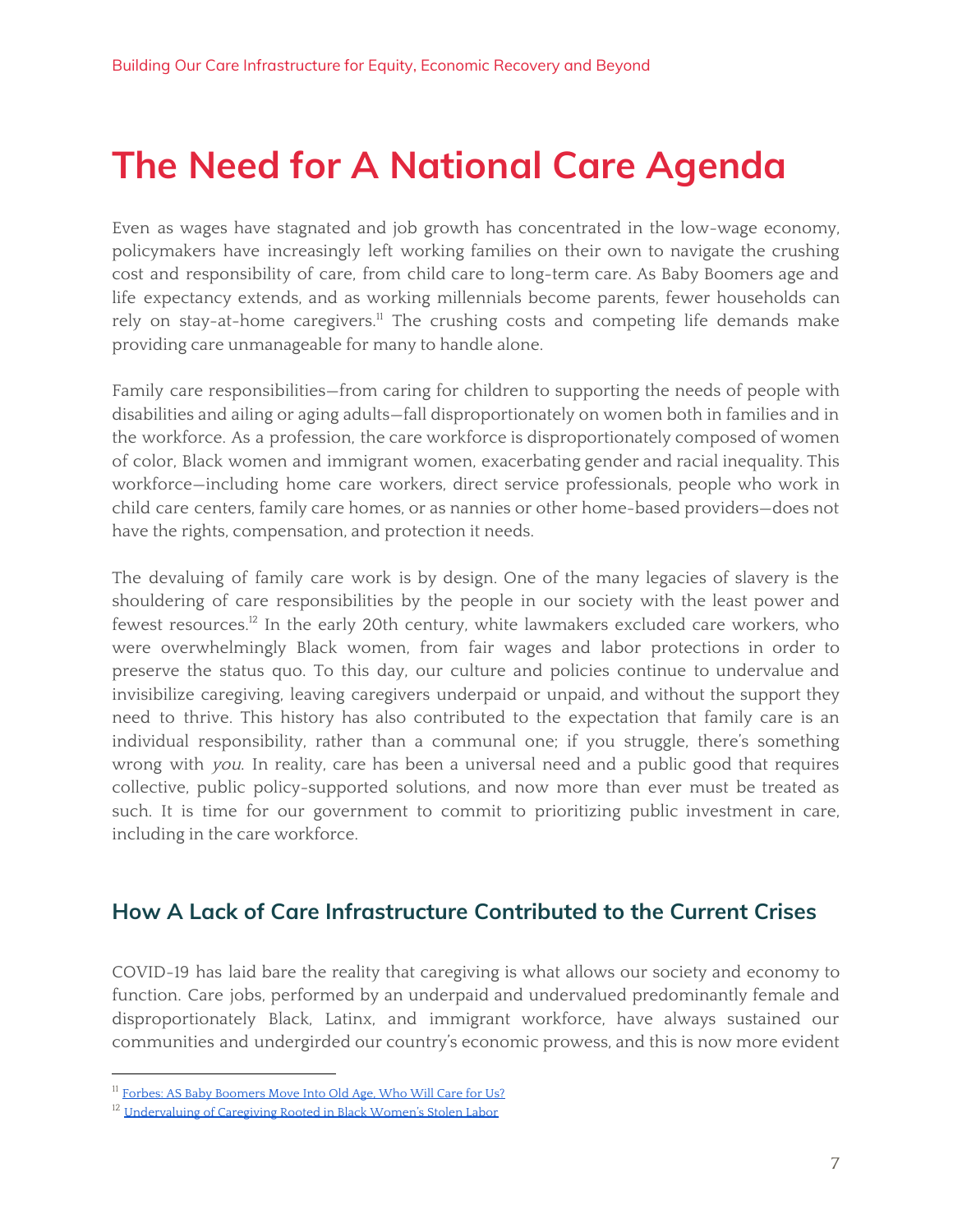# The Need for A National Care Agenda

Even as wages have stagnated and job growth has concentrated in the low-wage economy, policymakers have increasingly left working families on their own to navigate the crushing cost and responsibility of care, from child care to long-term care. As Baby Boomers age and life expectancy extends, and as working millennials become parents, fewer households can rely on stay-at-home caregivers.[11] The crushing costs and competing life demands make providing care unmanageable for many to handle alone.

Family care responsibilities—from caring for children to supporting the needs of people with disabilities and ailing or aging adults—fall disproportionately on women both in families and in the workforce. As a profession, the care workforce is disproportionately composed of women of color, Black women and immigrant women, exacerbating gender and racial inequality. This workforce—including home care workers, direct service professionals, people who work in child care centers, family care homes, or as nannies or other home-based providers—does not have the rights, compensation, and protection it needs.

The devaluing of family care work is by design. One of the many legacies of slavery is the shouldering of care responsibilities by the people in our society with the least power and fewest resources.[12] In the early 20th century, white lawmakers excluded care workers, who were overwhelmingly Black women, from fair wages and labor protections in order to preserve the status quo. To this day, our culture and policies continue to undervalue and invisibilize caregiving, leaving caregivers underpaid or unpaid, and without the support they need to thrive. This history has also contributed to the expectation that family care is an individual responsibility, rather than a communal one; if you struggle, there's something wrong with *you*. In reality, care has been a universal need and a public good that requires collective, public policy-supported solutions, and now more than ever must be treated as such. It is time for our government to commit to prioritizing public investment in care, including in the care workforce.

## How A Lack of Care Infrastructure Contributed to the Current Crises

COVID-19 has laid bare the reality that caregiving is what allows our society and economy to function. Care jobs, performed by an underpaid and undervalued predominantly female and disproportionately Black, Latinx, and immigrant workforce, have always sustained our communities and undergirded our country's economic prowess, and this is now more evident

[11] Forbes: AS Baby Boomers Move Into Old Age, Who Will Care for Us?

[12] Undervaluing of Caregiving Rooted in Black Women's Stolen Labor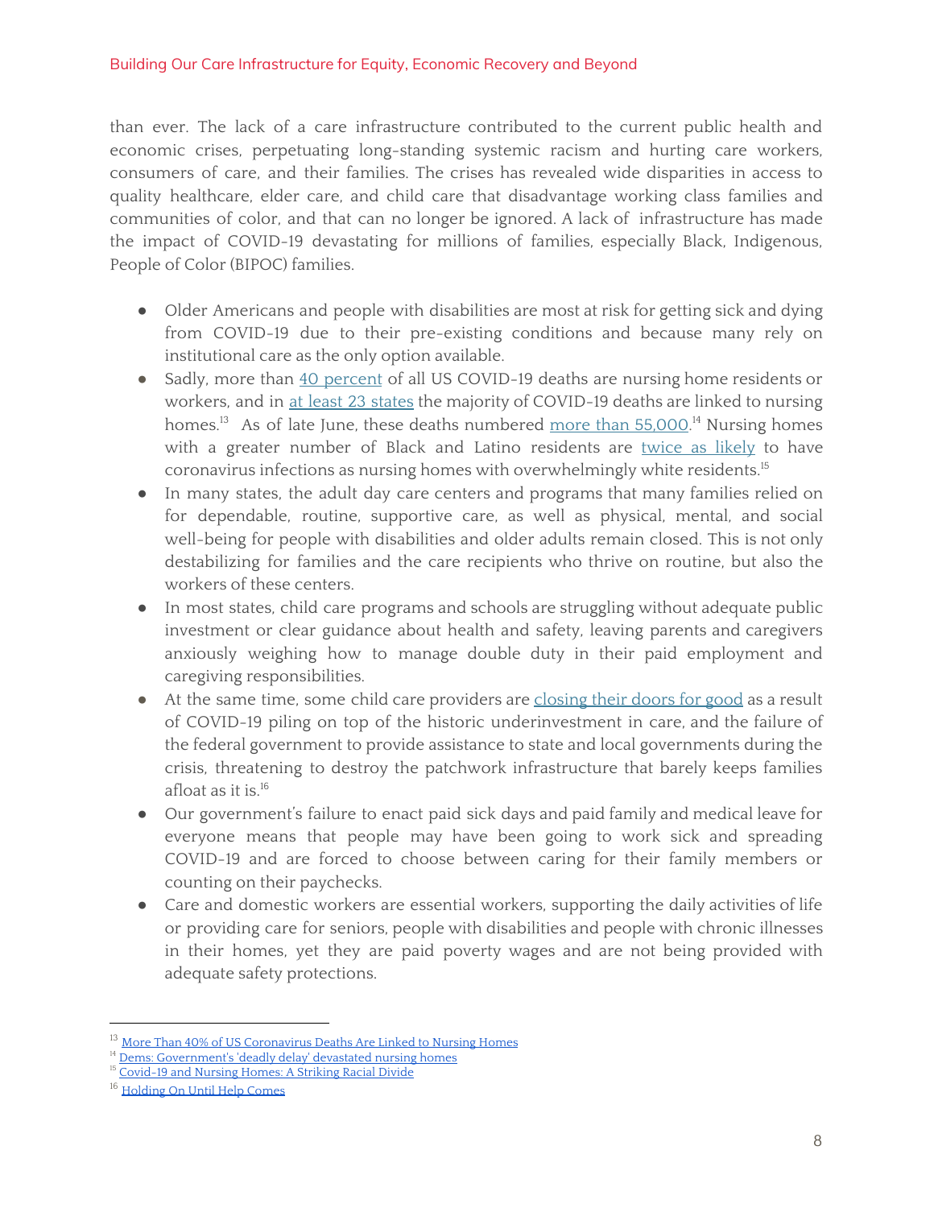than ever. The lack of a care infrastructure contributed to the current public health and economic crises, perpetuating long-standing systemic racism and hurting care workers, consumers of care, and their families. The crises has revealed wide disparities in access to quality healthcare, elder care, and child care that disadvantage working class families and communities of color, and that can no longer be ignored. A lack of infrastructure has made the impact of COVID-19 devastating for millions of families, especially Black, Indigenous, People of Color (BIPOC) families.

- Older Americans and people with disabilities are most at risk for getting sick and dying from COVID-19 due to their pre-existing conditions and because many rely on institutional care as the only option available.
- Sadly, more than 40 percent of all US COVID-19 deaths are nursing home residents or workers, and in at least 23 states the majority of COVID-19 deaths are linked to nursing homes.[13] As of late June, these deaths numbered more than 55,000.[14] Nursing homes with a greater number of Black and Latino residents are twice as likely to have coronavirus infections as nursing homes with overwhelmingly white residents.[15]
- In many states, the adult day care centers and programs that many families relied on for dependable, routine, supportive care, as well as physical, mental, and social well-being for people with disabilities and older adults remain closed. This is not only destabilizing for families and the care recipients who thrive on routine, but also the workers of these centers.
- In most states, child care programs and schools are struggling without adequate public investment or clear guidance about health and safety, leaving parents and caregivers anxiously weighing how to manage double duty in their paid employment and caregiving responsibilities.
- At the same time, some child care providers are closing their doors for good as a result of COVID-19 piling on top of the historic underinvestment in care, and the failure of the federal government to provide assistance to state and local governments during the crisis, threatening to destroy the patchwork infrastructure that barely keeps families afloat as it is.[16]
- Our government's failure to enact paid sick days and paid family and medical leave for everyone means that people may have been going to work sick and spreading COVID-19 and are forced to choose between caring for their family members or counting on their paychecks.
- Care and domestic workers are essential workers, supporting the daily activities of life or providing care for seniors, people with disabilities and people with chronic illnesses in their homes, yet they are paid poverty wages and are not being provided with adequate safety protections.

---

[13] More Than 40% of US Coronavirus Deaths Are Linked to Nursing Homes
[14] Dems: Government's 'deadly delay' devastated nursing homes
[15] Covid-19 and Nursing Homes: A Striking Racial Divide
[16] Holding On Until Help Comes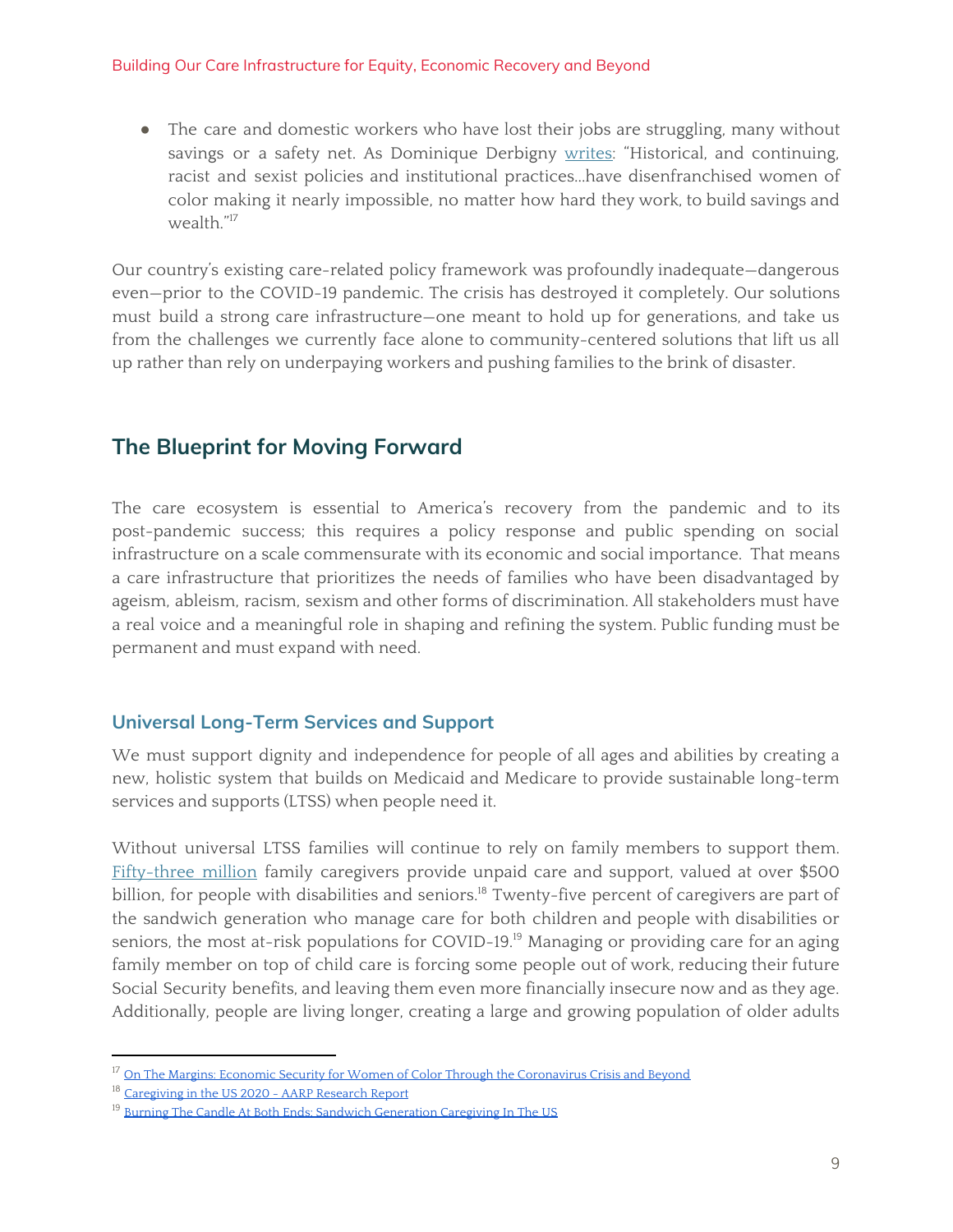- The care and domestic workers who have lost their jobs are struggling, many without savings or a safety net. As Dominique Derbigny writes: "Historical, and continuing, racist and sexist policies and institutional practices...have disenfranchised women of color making it nearly impossible, no matter how hard they work, to build savings and wealth."[17]

Our country's existing care-related policy framework was profoundly inadequate—dangerous even—prior to the COVID-19 pandemic. The crisis has destroyed it completely. Our solutions must build a strong care infrastructure—one meant to hold up for generations, and take us from the challenges we currently face alone to community-centered solutions that lift us all up rather than rely on underpaying workers and pushing families to the brink of disaster.

## The Blueprint for Moving Forward

The care ecosystem is essential to America's recovery from the pandemic and to its post-pandemic success; this requires a policy response and public spending on social infrastructure on a scale commensurate with its economic and social importance. That means a care infrastructure that prioritizes the needs of families who have been disadvantaged by ageism, ableism, racism, sexism and other forms of discrimination. All stakeholders must have a real voice and a meaningful role in shaping and refining the system. Public funding must be permanent and must expand with need.

### Universal Long-Term Services and Support

We must support dignity and independence for people of all ages and abilities by creating a new, holistic system that builds on Medicaid and Medicare to provide sustainable long-term services and supports (LTSS) when people need it.

Without universal LTSS families will continue to rely on family members to support them. Fifty-three million family caregivers provide unpaid care and support, valued at over $500 billion, for people with disabilities and seniors.[18] Twenty-five percent of caregivers are part of the sandwich generation who manage care for both children and people with disabilities or seniors, the most at-risk populations for COVID-19.[19] Managing or providing care for an aging family member on top of child care is forcing some people out of work, reducing their future Social Security benefits, and leaving them even more financially insecure now and as they age. Additionally, people are living longer, creating a large and growing population of older adults

---

[17] On The Margins: Economic Security for Women of Color Through the Coronavirus Crisis and Beyond

[18] Caregiving in the US 2020 - AARP Research Report

[19] Burning The Candle At Both Ends: Sandwich Generation Caregiving In The US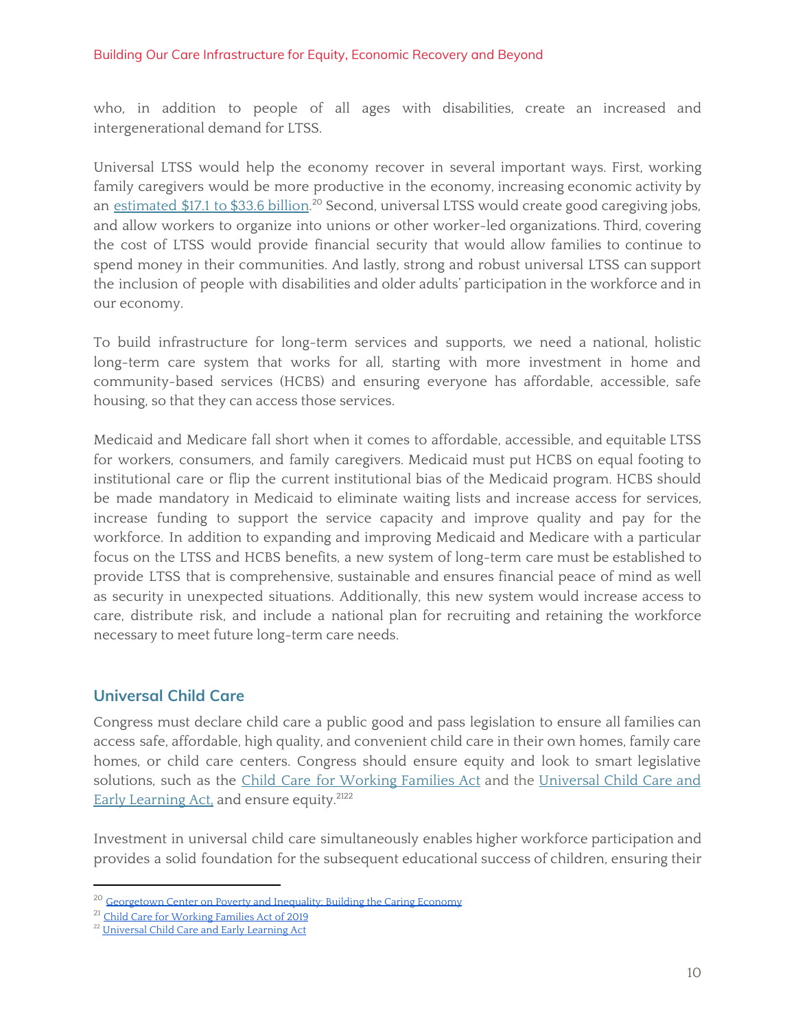who, in addition to people of all ages with disabilities, create an increased and intergenerational demand for LTSS.

Universal LTSS would help the economy recover in several important ways. First, working family caregivers would be more productive in the economy, increasing economic activity by an estimated $17.1 to $33.6 billion.[20] Second, universal LTSS would create good caregiving jobs, and allow workers to organize into unions or other worker-led organizations. Third, covering the cost of LTSS would provide financial security that would allow families to continue to spend money in their communities. And lastly, strong and robust universal LTSS can support the inclusion of people with disabilities and older adults' participation in the workforce and in our economy.

To build infrastructure for long-term services and supports, we need a national, holistic long-term care system that works for all, starting with more investment in home and community-based services (HCBS) and ensuring everyone has affordable, accessible, safe housing, so that they can access those services.

Medicaid and Medicare fall short when it comes to affordable, accessible, and equitable LTSS for workers, consumers, and family caregivers. Medicaid must put HCBS on equal footing to institutional care or flip the current institutional bias of the Medicaid program. HCBS should be made mandatory in Medicaid to eliminate waiting lists and increase access for services, increase funding to support the service capacity and improve quality and pay for the workforce. In addition to expanding and improving Medicaid and Medicare with a particular focus on the LTSS and HCBS benefits, a new system of long-term care must be established to provide LTSS that is comprehensive, sustainable and ensures financial peace of mind as well as security in unexpected situations. Additionally, this new system would increase access to care, distribute risk, and include a national plan for recruiting and retaining the workforce necessary to meet future long-term care needs.

## Universal Child Care

Congress must declare child care a public good and pass legislation to ensure all families can access safe, affordable, high quality, and convenient child care in their own homes, family care homes, or child care centers. Congress should ensure equity and look to smart legislative solutions, such as the Child Care for Working Families Act and the Universal Child Care and Early Learning Act, and ensure equity.[21][22]

Investment in universal child care simultaneously enables higher workforce participation and provides a solid foundation for the subsequent educational success of children, ensuring their

---

[20] Georgetown Center on Poverty and Inequality: Building the Caring Economy

[21] Child Care for Working Families Act of 2019

[22] Universal Child Care and Early Learning Act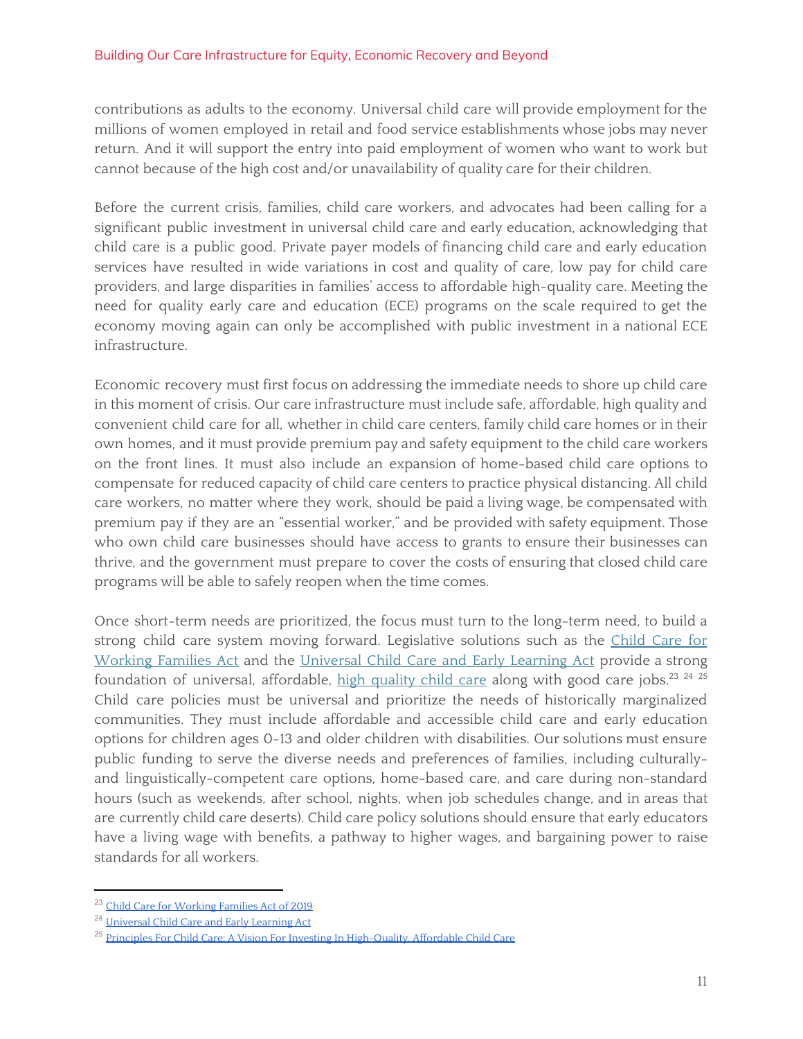contributions as adults to the economy. Universal child care will provide employment for the millions of women employed in retail and food service establishments whose jobs may never return. And it will support the entry into paid employment of women who want to work but cannot because of the high cost and/or unavailability of quality care for their children.

Before the current crisis, families, child care workers, and advocates had been calling for a significant public investment in universal child care and early education, acknowledging that child care is a public good. Private payer models of financing child care and early education services have resulted in wide variations in cost and quality of care, low pay for child care providers, and large disparities in families' access to affordable high-quality care. Meeting the need for quality early care and education (ECE) programs on the scale required to get the economy moving again can only be accomplished with public investment in a national ECE infrastructure.

Economic recovery must first focus on addressing the immediate needs to shore up child care in this moment of crisis. Our care infrastructure must include safe, affordable, high quality and convenient child care for all, whether in child care centers, family child care homes or in their own homes, and it must provide premium pay and safety equipment to the child care workers on the front lines. It must also include an expansion of home-based child care options to compensate for reduced capacity of child care centers to practice physical distancing. All child care workers, no matter where they work, should be paid a living wage, be compensated with premium pay if they are an "essential worker," and be provided with safety equipment. Those who own child care businesses should have access to grants to ensure their businesses can thrive, and the government must prepare to cover the costs of ensuring that closed child care programs will be able to safely reopen when the time comes.

Once short-term needs are prioritized, the focus must turn to the long-term need, to build a strong child care system moving forward. Legislative solutions such as the Child Care for Working Families Act and the Universal Child Care and Early Learning Act provide a strong foundation of universal, affordable, high quality child care along with good care jobs.[23] [24] [25] Child care policies must be universal and prioritize the needs of historically marginalized communities. They must include affordable and accessible child care and early education options for children ages 0-13 and older children with disabilities. Our solutions must ensure public funding to serve the diverse needs and preferences of families, including culturally- and linguistically-competent care options, home-based care, and care during non-standard hours (such as weekends, after school, nights, when job schedules change, and in areas that are currently child care deserts). Child care policy solutions should ensure that early educators have a living wage with benefits, a pathway to higher wages, and bargaining power to raise standards for all workers.

---

[23] Child Care for Working Families Act of 2019

[24] Universal Child Care and Early Learning Act

[25] Principles For Child Care: A Vision For Investing In High-Quality, Affordable Child Care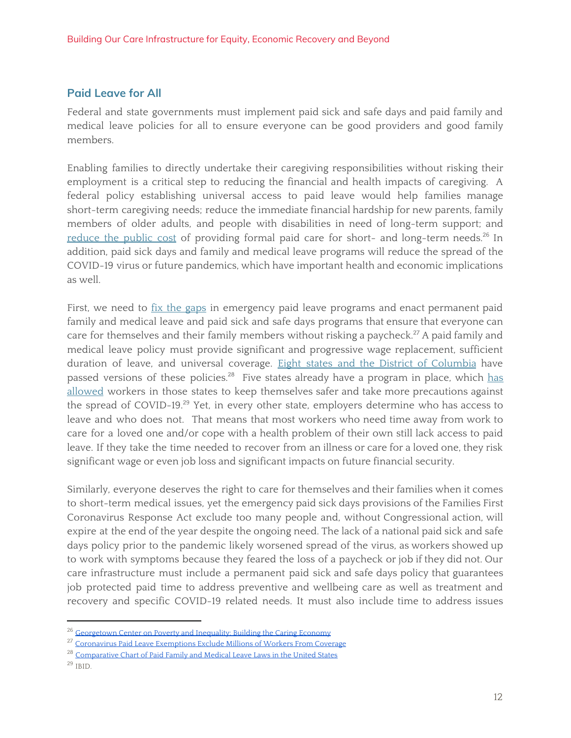## Paid Leave for All

Federal and state governments must implement paid sick and safe days and paid family and medical leave policies for all to ensure everyone can be good providers and good family members.

Enabling families to directly undertake their caregiving responsibilities without risking their employment is a critical step to reducing the financial and health impacts of caregiving. A federal policy establishing universal access to paid leave would help families manage short-term caregiving needs; reduce the immediate financial hardship for new parents, family members of older adults, and people with disabilities in need of long-term support; and reduce the public cost of providing formal paid care for short- and long-term needs.[26] In addition, paid sick days and family and medical leave programs will reduce the spread of the COVID-19 virus or future pandemics, which have important health and economic implications as well.

First, we need to fix the gaps in emergency paid leave programs and enact permanent paid family and medical leave and paid sick and safe days programs that ensure that everyone can care for themselves and their family members without risking a paycheck.[27] A paid family and medical leave policy must provide significant and progressive wage replacement, sufficient duration of leave, and universal coverage. Eight states and the District of Columbia have passed versions of these policies.[28] Five states already have a program in place, which has allowed workers in those states to keep themselves safer and take more precautions against the spread of COVID-19.[29] Yet, in every other state, employers determine who has access to leave and who does not. That means that most workers who need time away from work to care for a loved one and/or cope with a health problem of their own still lack access to paid leave. If they take the time needed to recover from an illness or care for a loved one, they risk significant wage or even job loss and significant impacts on future financial security.

Similarly, everyone deserves the right to care for themselves and their families when it comes to short-term medical issues, yet the emergency paid sick days provisions of the Families First Coronavirus Response Act exclude too many people and, without Congressional action, will expire at the end of the year despite the ongoing need. The lack of a national paid sick and safe days policy prior to the pandemic likely worsened spread of the virus, as workers showed up to work with symptoms because they feared the loss of a paycheck or job if they did not. Our care infrastructure must include a permanent paid sick and safe days policy that guarantees job protected paid time to address preventive and wellbeing care as well as treatment and recovery and specific COVID-19 related needs. It must also include time to address issues

---

[26] Georgetown Center on Poverty and Inequality: Building the Caring Economy

[27] Coronavirus Paid Leave Exemptions Exclude Millions of Workers From Coverage

[28] Comparative Chart of Paid Family and Medical Leave Laws in the United States

[29] IBID.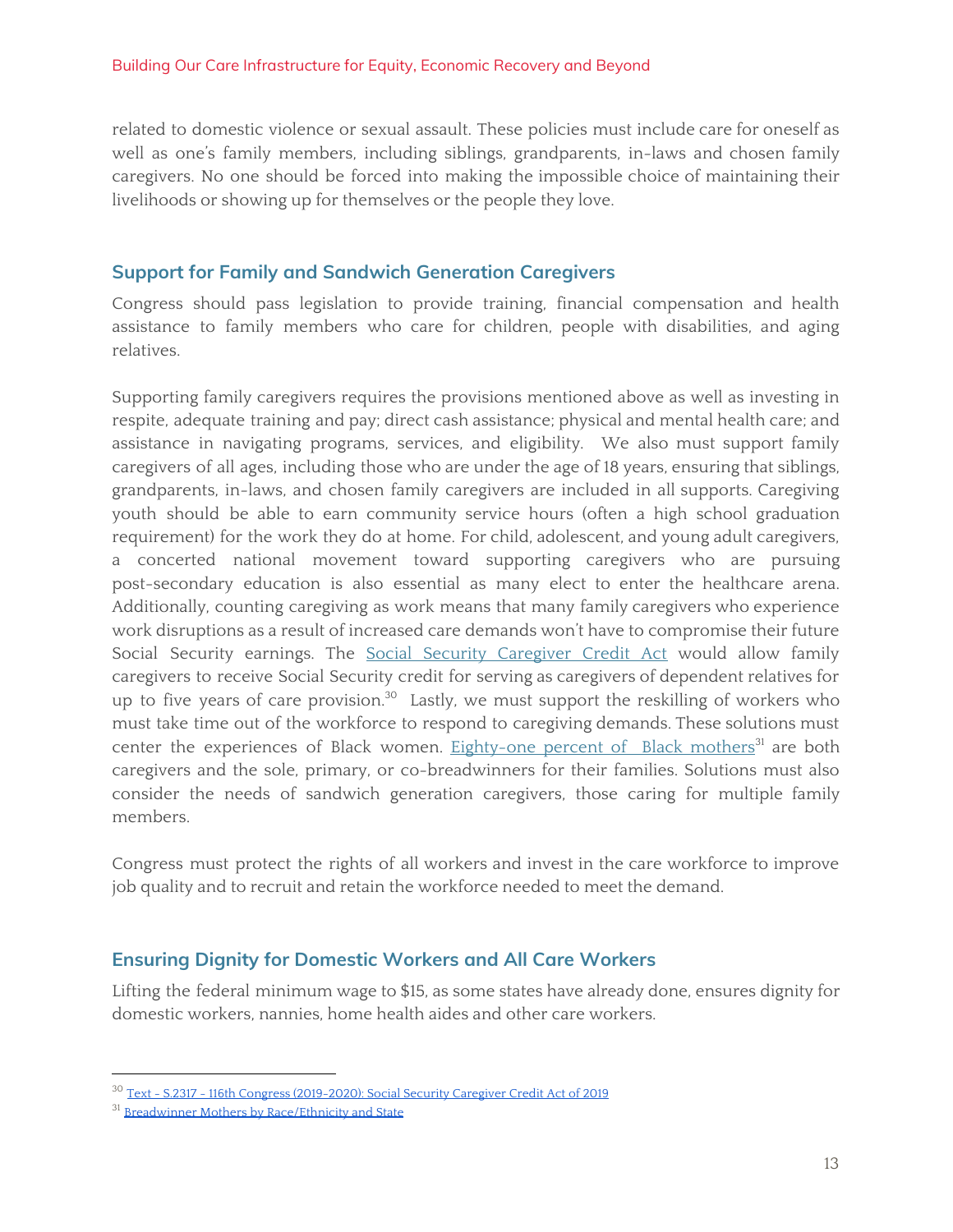related to domestic violence or sexual assault. These policies must include care for oneself as well as one's family members, including siblings, grandparents, in-laws and chosen family caregivers. No one should be forced into making the impossible choice of maintaining their livelihoods or showing up for themselves or the people they love.

## Support for Family and Sandwich Generation Caregivers

Congress should pass legislation to provide training, financial compensation and health assistance to family members who care for children, people with disabilities, and aging relatives.

Supporting family caregivers requires the provisions mentioned above as well as investing in respite, adequate training and pay; direct cash assistance; physical and mental health care; and assistance in navigating programs, services, and eligibility. We also must support family caregivers of all ages, including those who are under the age of 18 years, ensuring that siblings, grandparents, in-laws, and chosen family caregivers are included in all supports. Caregiving youth should be able to earn community service hours (often a high school graduation requirement) for the work they do at home. For child, adolescent, and young adult caregivers, a concerted national movement toward supporting caregivers who are pursuing post-secondary education is also essential as many elect to enter the healthcare arena. Additionally, counting caregiving as work means that many family caregivers who experience work disruptions as a result of increased care demands won't have to compromise their future Social Security earnings. The Social Security Caregiver Credit Act would allow family caregivers to receive Social Security credit for serving as caregivers of dependent relatives for up to five years of care provision.[30] Lastly, we must support the reskilling of workers who must take time out of the workforce to respond to caregiving demands. These solutions must center the experiences of Black women. Eighty-one percent of Black mothers[31] are both caregivers and the sole, primary, or co-breadwinners for their families. Solutions must also consider the needs of sandwich generation caregivers, those caring for multiple family members.

Congress must protect the rights of all workers and invest in the care workforce to improve job quality and to recruit and retain the workforce needed to meet the demand.

## Ensuring Dignity for Domestic Workers and All Care Workers

Lifting the federal minimum wage to $15, as some states have already done, ensures dignity for domestic workers, nannies, home health aides and other care workers.

---

[30] Text - S.2317 - 116th Congress (2019-2020): Social Security Caregiver Credit Act of 2019

[31] Breadwinner Mothers by Race/Ethnicity and State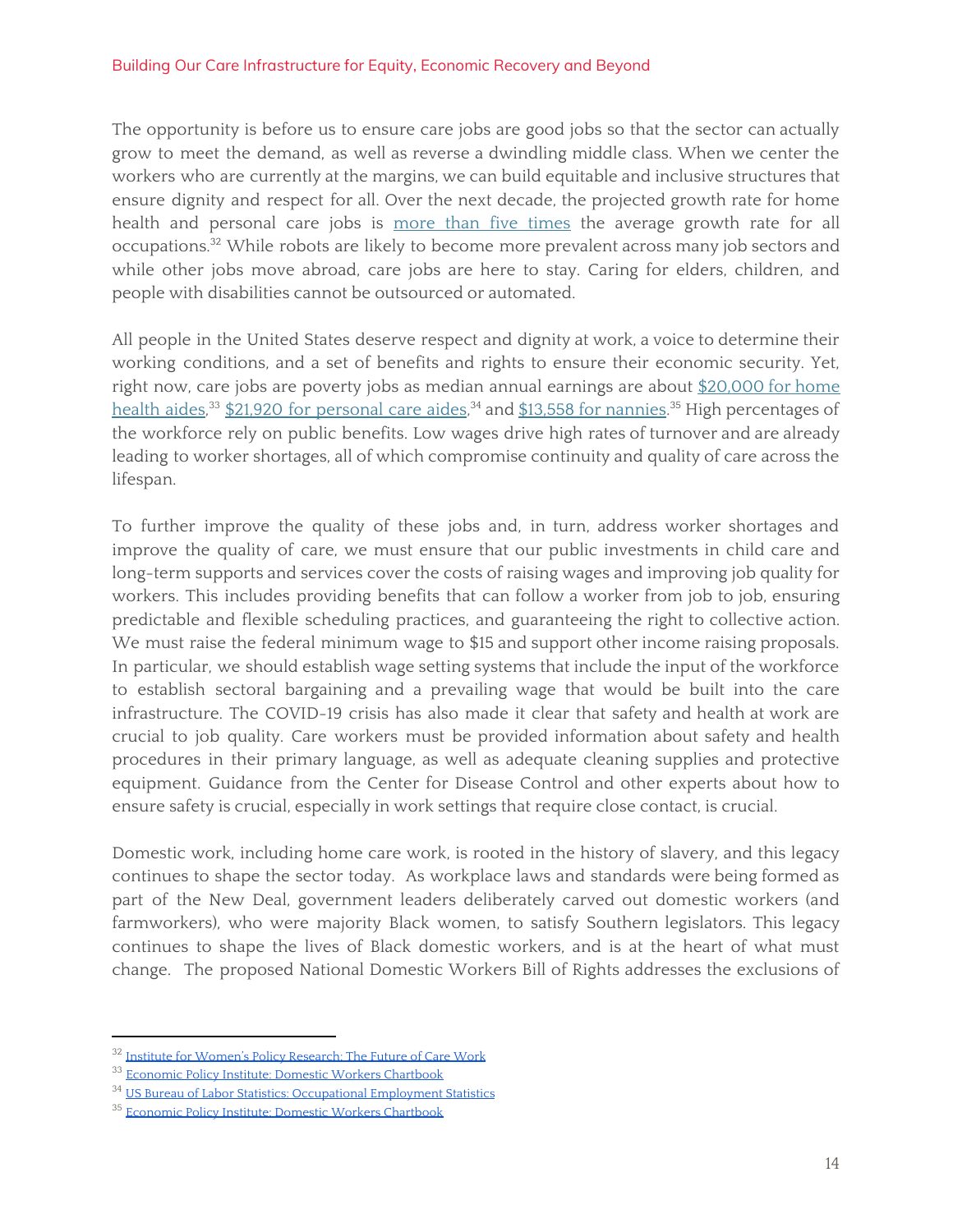The opportunity is before us to ensure care jobs are good jobs so that the sector can actually grow to meet the demand, as well as reverse a dwindling middle class. When we center the workers who are currently at the margins, we can build equitable and inclusive structures that ensure dignity and respect for all. Over the next decade, the projected growth rate for home health and personal care jobs is [more than five times](#) the average growth rate for all occupations.[32] While robots are likely to become more prevalent across many job sectors and while other jobs move abroad, care jobs are here to stay. Caring for elders, children, and people with disabilities cannot be outsourced or automated.

All people in the United States deserve respect and dignity at work, a voice to determine their working conditions, and a set of benefits and rights to ensure their economic security. Yet, right now, care jobs are poverty jobs as median annual earnings are about [$20,000 for home health aides](#),[33] [$21,920 for personal care aides](#),[34] and [$13,558 for nannies](#).[35] High percentages of the workforce rely on public benefits. Low wages drive high rates of turnover and are already leading to worker shortages, all of which compromise continuity and quality of care across the lifespan.

To further improve the quality of these jobs and, in turn, address worker shortages and improve the quality of care, we must ensure that our public investments in child care and long-term supports and services cover the costs of raising wages and improving job quality for workers. This includes providing benefits that can follow a worker from job to job, ensuring predictable and flexible scheduling practices, and guaranteeing the right to collective action. We must raise the federal minimum wage to $15 and support other income raising proposals. In particular, we should establish wage setting systems that include the input of the workforce to establish sectoral bargaining and a prevailing wage that would be built into the care infrastructure. The COVID-19 crisis has also made it clear that safety and health at work are crucial to job quality. Care workers must be provided information about safety and health procedures in their primary language, as well as adequate cleaning supplies and protective equipment. Guidance from the Center for Disease Control and other experts about how to ensure safety is crucial, especially in work settings that require close contact, is crucial.

Domestic work, including home care work, is rooted in the history of slavery, and this legacy continues to shape the sector today. As workplace laws and standards were being formed as part of the New Deal, government leaders deliberately carved out domestic workers (and farmworkers), who were majority Black women, to satisfy Southern legislators. This legacy continues to shape the lives of Black domestic workers, and is at the heart of what must change. The proposed National Domestic Workers Bill of Rights addresses the exclusions of

---

[32] [Institute for Women's Policy Research: The Future of Care Work](#)

[33] [Economic Policy Institute: Domestic Workers Chartbook](#)

[34] [US Bureau of Labor Statistics: Occupational Employment Statistics](#)

[35] [Economic Policy Institute: Domestic Workers Chartbook](#)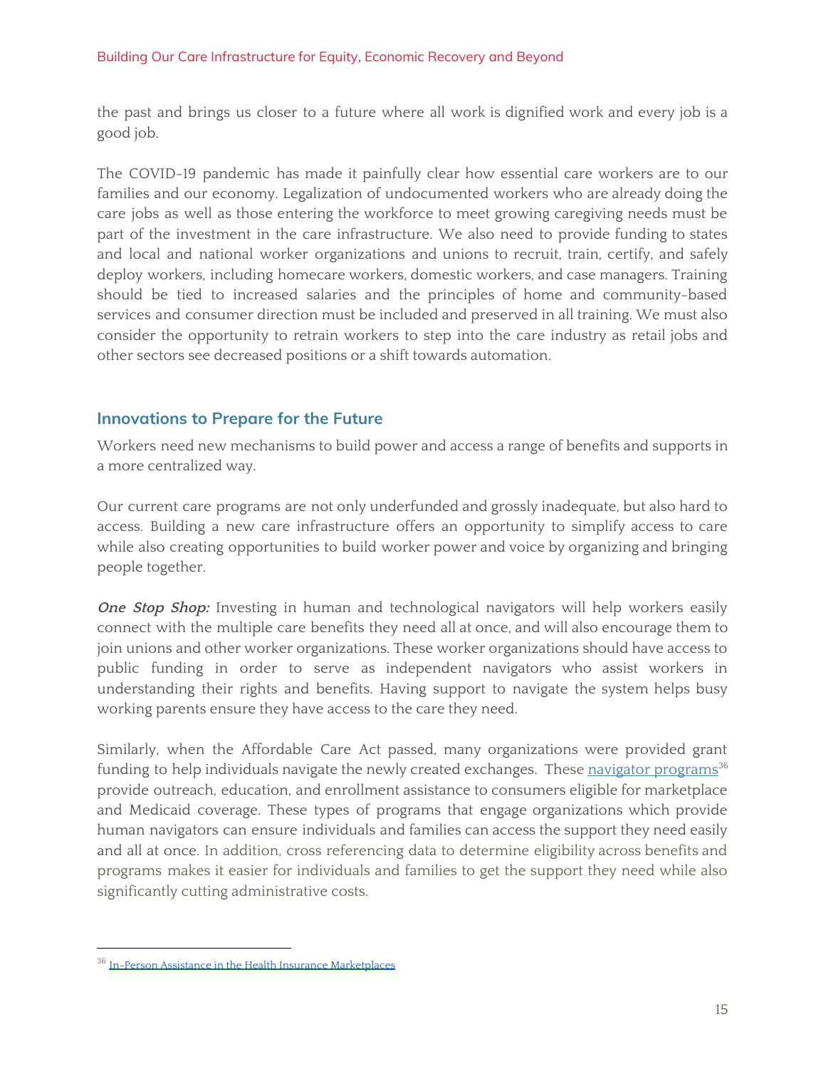the past and brings us closer to a future where all work is dignified work and every job is a good job.

The COVID-19 pandemic has made it painfully clear how essential care workers are to our families and our economy. Legalization of undocumented workers who are already doing the care jobs as well as those entering the workforce to meet growing caregiving needs must be part of the investment in the care infrastructure. We also need to provide funding to states and local and national worker organizations and unions to recruit, train, certify, and safely deploy workers, including homecare workers, domestic workers, and case managers. Training should be tied to increased salaries and the principles of home and community-based services and consumer direction must be included and preserved in all training. We must also consider the opportunity to retrain workers to step into the care industry as retail jobs and other sectors see decreased positions or a shift towards automation.

## Innovations to Prepare for the Future

Workers need new mechanisms to build power and access a range of benefits and supports in a more centralized way.

Our current care programs are not only underfunded and grossly inadequate, but also hard to access. Building a new care infrastructure offers an opportunity to simplify access to care while also creating opportunities to build worker power and voice by organizing and bringing people together.

***One Stop Shop:*** Investing in human and technological navigators will help workers easily connect with the multiple care benefits they need all at once, and will also encourage them to join unions and other worker organizations. These worker organizations should have access to public funding in order to serve as independent navigators who assist workers in understanding their rights and benefits. Having support to navigate the system helps busy working parents ensure they have access to the care they need.

Similarly, when the Affordable Care Act passed, many organizations were provided grant funding to help individuals navigate the newly created exchanges. These navigator programs[36] provide outreach, education, and enrollment assistance to consumers eligible for marketplace and Medicaid coverage. These types of programs that engage organizations which provide human navigators can ensure individuals and families can access the support they need easily and all at once. In addition, cross referencing data to determine eligibility across benefits and programs makes it easier for individuals and families to get the support they need while also significantly cutting administrative costs.

---

[36] In-Person Assistance in the Health Insurance Marketplaces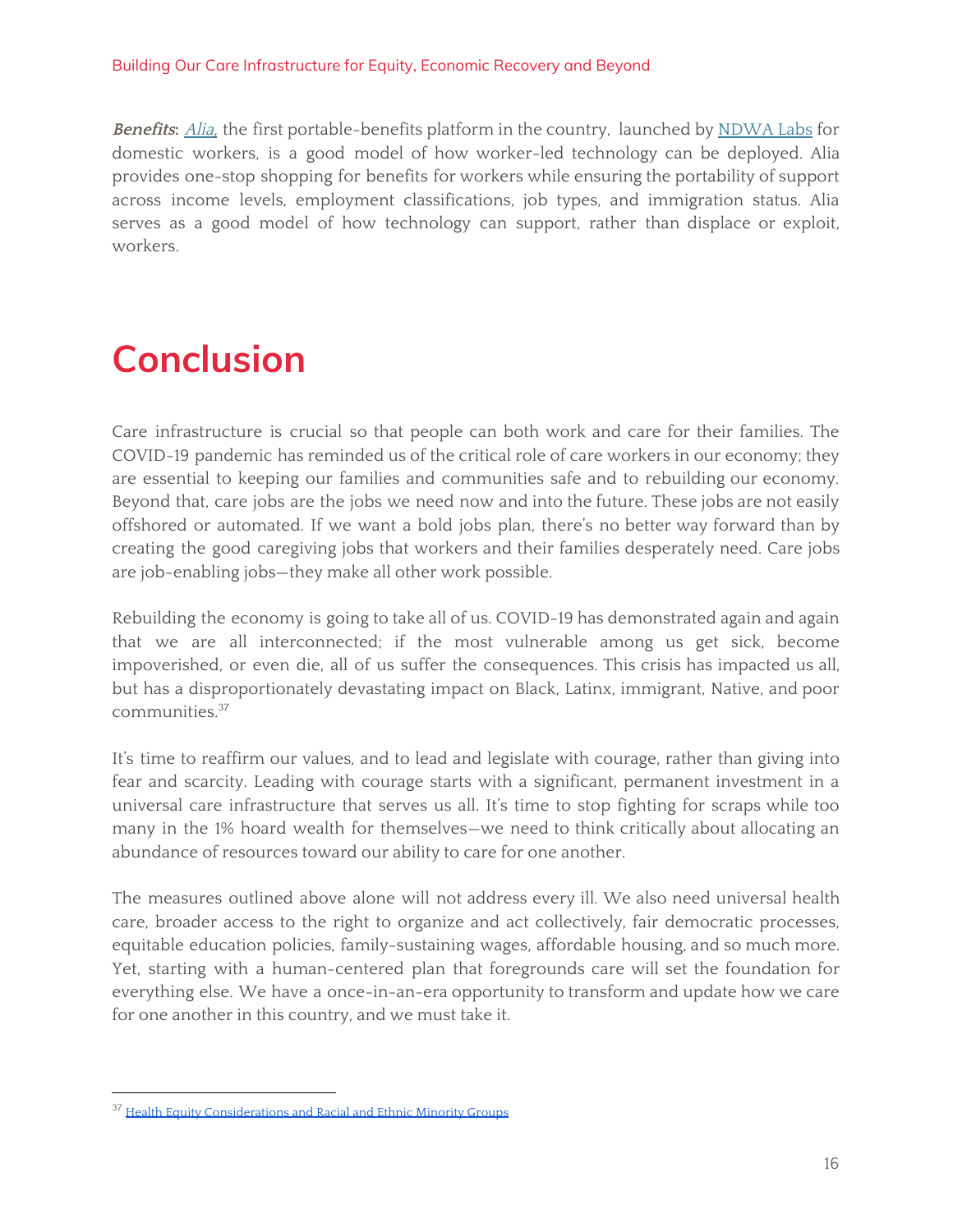***Benefits*:** [Alia](#), the first portable-benefits platform in the country, launched by [NDWA Labs](#) for domestic workers, is a good model of how worker-led technology can be deployed. Alia provides one-stop shopping for benefits for workers while ensuring the portability of support across income levels, employment classifications, job types, and immigration status. Alia serves as a good model of how technology can support, rather than displace or exploit, workers.

# Conclusion

Care infrastructure is crucial so that people can both work and care for their families. The COVID-19 pandemic has reminded us of the critical role of care workers in our economy; they are essential to keeping our families and communities safe and to rebuilding our economy. Beyond that, care jobs are the jobs we need now and into the future. These jobs are not easily offshored or automated. If we want a bold jobs plan, there's no better way forward than by creating the good caregiving jobs that workers and their families desperately need. Care jobs are job-enabling jobs—they make all other work possible.

Rebuilding the economy is going to take all of us. COVID-19 has demonstrated again and again that we are all interconnected; if the most vulnerable among us get sick, become impoverished, or even die, all of us suffer the consequences. This crisis has impacted us all, but has a disproportionately devastating impact on Black, Latinx, immigrant, Native, and poor communities.[37]

It's time to reaffirm our values, and to lead and legislate with courage, rather than giving into fear and scarcity. Leading with courage starts with a significant, permanent investment in a universal care infrastructure that serves us all. It's time to stop fighting for scraps while too many in the 1% hoard wealth for themselves—we need to think critically about allocating an abundance of resources toward our ability to care for one another.

The measures outlined above alone will not address every ill. We also need universal health care, broader access to the right to organize and act collectively, fair democratic processes, equitable education policies, family-sustaining wages, affordable housing, and so much more. Yet, starting with a human-centered plan that foregrounds care will set the foundation for everything else. We have a once-in-an-era opportunity to transform and update how we care for one another in this country, and we must take it.

---

[37] Health Equity Considerations and Racial and Ethnic Minority Groups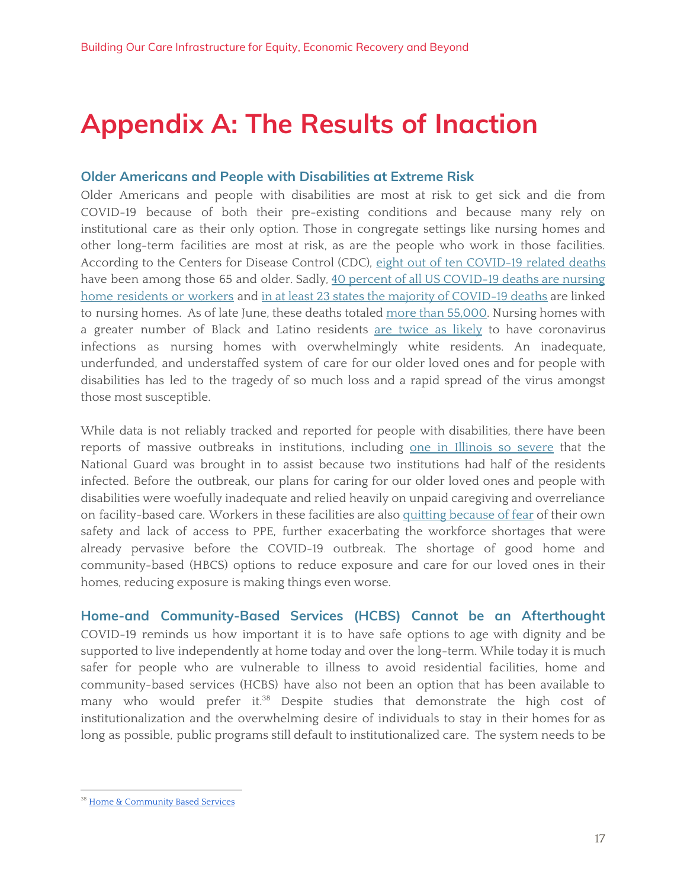# Appendix A: The Results of Inaction

### Older Americans and People with Disabilities at Extreme Risk

Older Americans and people with disabilities are most at risk to get sick and die from COVID-19 because of both their pre-existing conditions and because many rely on institutional care as their only option. Those in congregate settings like nursing homes and other long-term facilities are most at risk, as are the people who work in those facilities. According to the Centers for Disease Control (CDC), eight out of ten COVID-19 related deaths have been among those 65 and older. Sadly, 40 percent of all US COVID-19 deaths are nursing home residents or workers and in at least 23 states the majority of COVID-19 deaths are linked to nursing homes. As of late June, these deaths totaled more than 55,000. Nursing homes with a greater number of Black and Latino residents are twice as likely to have coronavirus infections as nursing homes with overwhelmingly white residents. An inadequate, underfunded, and understaffed system of care for our older loved ones and for people with disabilities has led to the tragedy of so much loss and a rapid spread of the virus amongst those most susceptible.

While data is not reliably tracked and reported for people with disabilities, there have been reports of massive outbreaks in institutions, including one in Illinois so severe that the National Guard was brought in to assist because two institutions had half of the residents infected. Before the outbreak, our plans for caring for our older loved ones and people with disabilities were woefully inadequate and relied heavily on unpaid caregiving and overreliance on facility-based care. Workers in these facilities are also quitting because of fear of their own safety and lack of access to PPE, further exacerbating the workforce shortages that were already pervasive before the COVID-19 outbreak. The shortage of good home and community-based (HBCS) options to reduce exposure and care for our loved ones in their homes, reducing exposure is making things even worse.

### Home-and Community-Based Services (HCBS) Cannot be an Afterthought

COVID-19 reminds us how important it is to have safe options to age with dignity and be supported to live independently at home today and over the long-term. While today it is much safer for people who are vulnerable to illness to avoid residential facilities, home and community-based services (HCBS) have also not been an option that has been available to many who would prefer it.[38] Despite studies that demonstrate the high cost of institutionalization and the overwhelming desire of individuals to stay in their homes for as long as possible, public programs still default to institutionalized care. The system needs to be

[38] Home & Community Based Services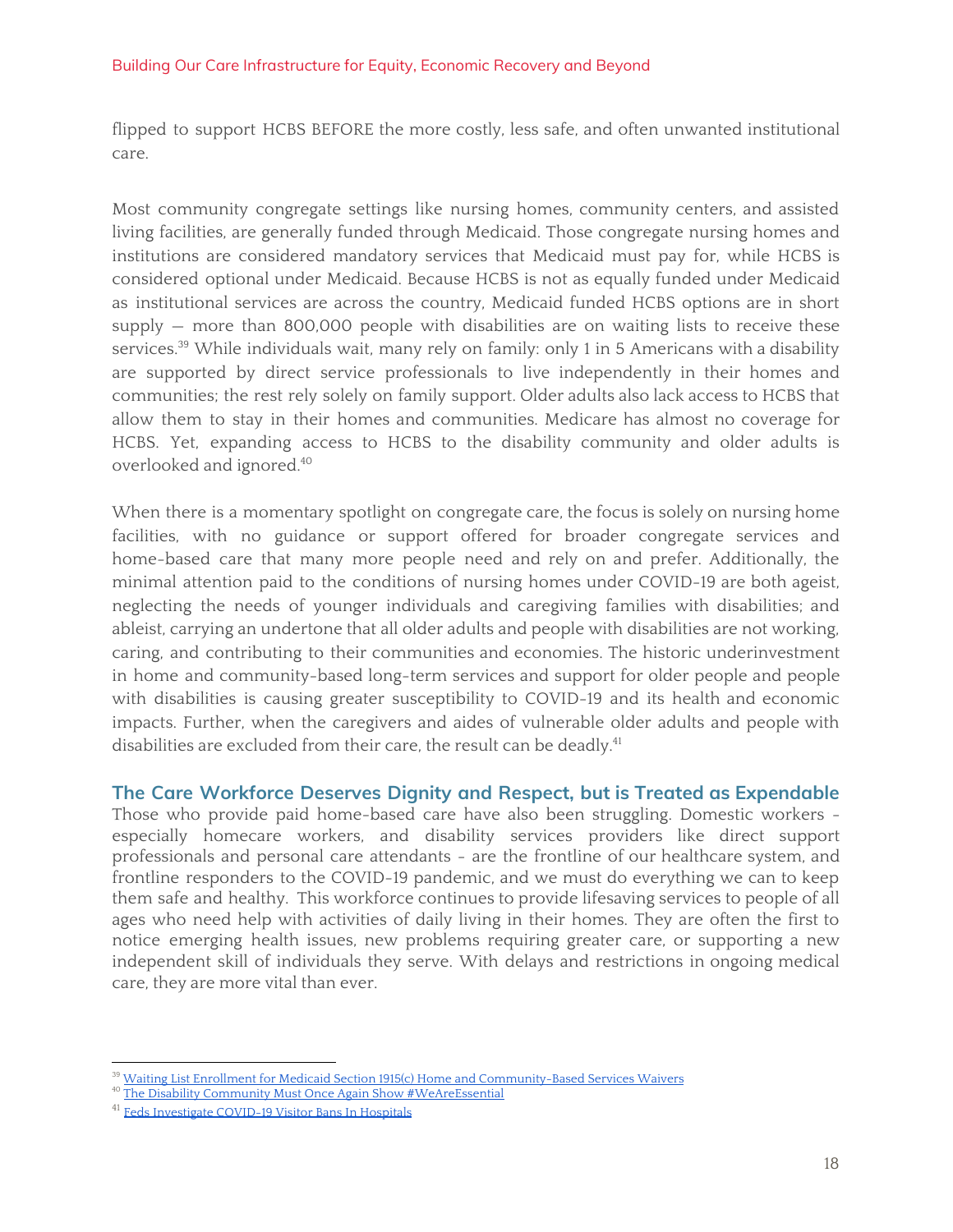flipped to support HCBS BEFORE the more costly, less safe, and often unwanted institutional care.

Most community congregate settings like nursing homes, community centers, and assisted living facilities, are generally funded through Medicaid. Those congregate nursing homes and institutions are considered mandatory services that Medicaid must pay for, while HCBS is considered optional under Medicaid. Because HCBS is not as equally funded under Medicaid as institutional services are across the country, Medicaid funded HCBS options are in short supply — more than 800,000 people with disabilities are on waiting lists to receive these services.[39] While individuals wait, many rely on family: only 1 in 5 Americans with a disability are supported by direct service professionals to live independently in their homes and communities; the rest rely solely on family support. Older adults also lack access to HCBS that allow them to stay in their homes and communities. Medicare has almost no coverage for HCBS. Yet, expanding access to HCBS to the disability community and older adults is overlooked and ignored.[40]

When there is a momentary spotlight on congregate care, the focus is solely on nursing home facilities, with no guidance or support offered for broader congregate services and home-based care that many more people need and rely on and prefer. Additionally, the minimal attention paid to the conditions of nursing homes under COVID-19 are both ageist, neglecting the needs of younger individuals and caregiving families with disabilities; and ableist, carrying an undertone that all older adults and people with disabilities are not working, caring, and contributing to their communities and economies. The historic underinvestment in home and community-based long-term services and support for older people and people with disabilities is causing greater susceptibility to COVID-19 and its health and economic impacts. Further, when the caregivers and aides of vulnerable older adults and people with disabilities are excluded from their care, the result can be deadly.[41]

### The Care Workforce Deserves Dignity and Respect, but is Treated as Expendable

Those who provide paid home-based care have also been struggling. Domestic workers - especially homecare workers, and disability services providers like direct support professionals and personal care attendants - are the frontline of our healthcare system, and frontline responders to the COVID-19 pandemic, and we must do everything we can to keep them safe and healthy. This workforce continues to provide lifesaving services to people of all ages who need help with activities of daily living in their homes. They are often the first to notice emerging health issues, new problems requiring greater care, or supporting a new independent skill of individuals they serve. With delays and restrictions in ongoing medical care, they are more vital than ever.

---

[39] Waiting List Enrollment for Medicaid Section 1915(c) Home and Community-Based Services Waivers

[40] The Disability Community Must Once Again Show #WeAreEssential

[41] Feds Investigate COVID-19 Visitor Bans In Hospitals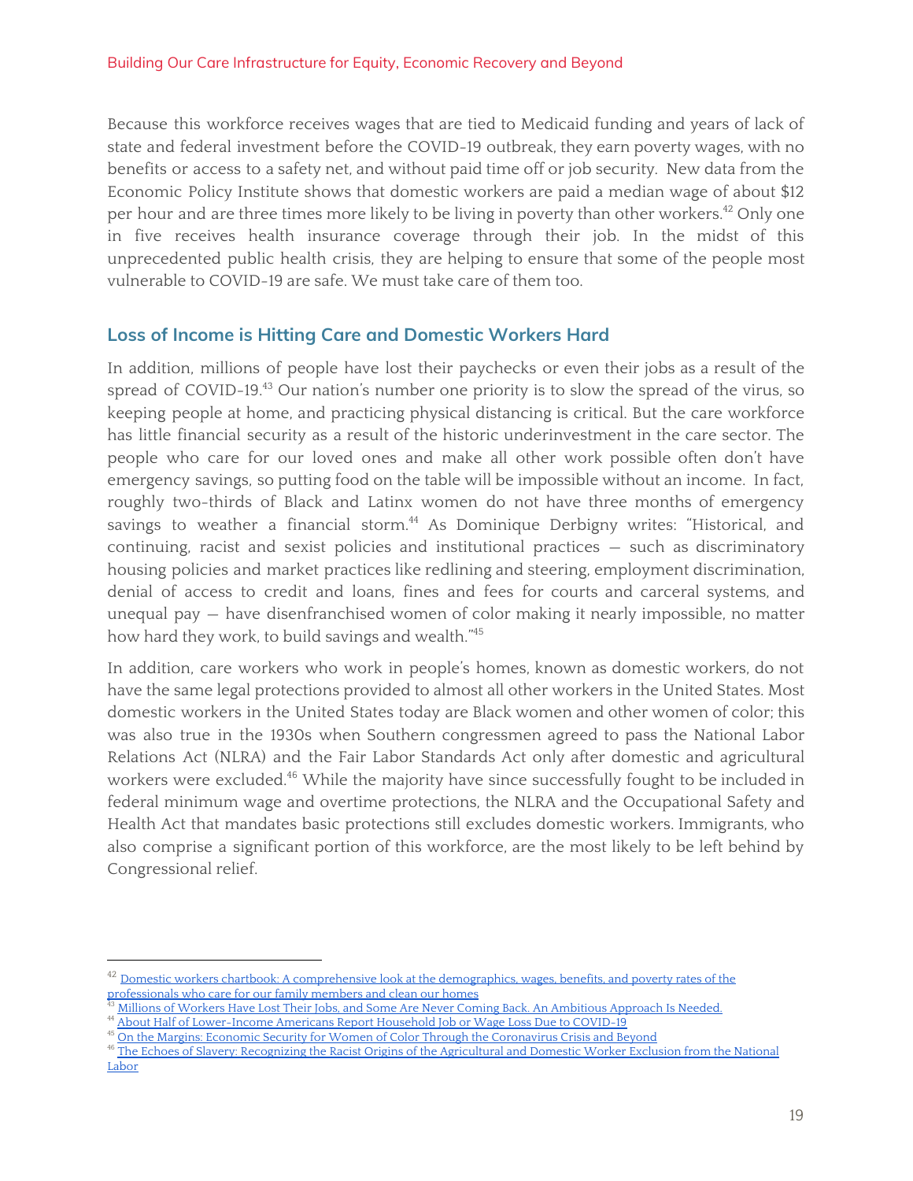Because this workforce receives wages that are tied to Medicaid funding and years of lack of state and federal investment before the COVID-19 outbreak, they earn poverty wages, with no benefits or access to a safety net, and without paid time off or job security. New data from the Economic Policy Institute shows that domestic workers are paid a median wage of about $12 per hour and are three times more likely to be living in poverty than other workers.[42] Only one in five receives health insurance coverage through their job. In the midst of this unprecedented public health crisis, they are helping to ensure that some of the people most vulnerable to COVID-19 are safe. We must take care of them too.

### Loss of Income is Hitting Care and Domestic Workers Hard

In addition, millions of people have lost their paychecks or even their jobs as a result of the spread of COVID-19.[43] Our nation's number one priority is to slow the spread of the virus, so keeping people at home, and practicing physical distancing is critical. But the care workforce has little financial security as a result of the historic underinvestment in the care sector. The people who care for our loved ones and make all other work possible often don't have emergency savings, so putting food on the table will be impossible without an income. In fact, roughly two-thirds of Black and Latinx women do not have three months of emergency savings to weather a financial storm.[44] As Dominique Derbigny writes: "Historical, and continuing, racist and sexist policies and institutional practices — such as discriminatory housing policies and market practices like redlining and steering, employment discrimination, denial of access to credit and loans, fines and fees for courts and carceral systems, and unequal pay — have disenfranchised women of color making it nearly impossible, no matter how hard they work, to build savings and wealth."[45]

In addition, care workers who work in people's homes, known as domestic workers, do not have the same legal protections provided to almost all other workers in the United States. Most domestic workers in the United States today are Black women and other women of color; this was also true in the 1930s when Southern congressmen agreed to pass the National Labor Relations Act (NLRA) and the Fair Labor Standards Act only after domestic and agricultural workers were excluded.[46] While the majority have since successfully fought to be included in federal minimum wage and overtime protections, the NLRA and the Occupational Safety and Health Act that mandates basic protections still excludes domestic workers. Immigrants, who also comprise a significant portion of this workforce, are the most likely to be left behind by Congressional relief.

---

[42] Domestic workers chartbook: A comprehensive look at the demographics, wages, benefits, and poverty rates of the professionals who care for our family members and clean our homes

[43] Millions of Workers Have Lost Their Jobs, and Some Are Never Coming Back. An Ambitious Approach Is Needed.

[44] About Half of Lower-Income Americans Report Household Job or Wage Loss Due to COVID-19

[45] On the Margins: Economic Security for Women of Color Through the Coronavirus Crisis and Beyond

[46] The Echoes of Slavery: Recognizing the Racist Origins of the Agricultural and Domestic Worker Exclusion from the National Labor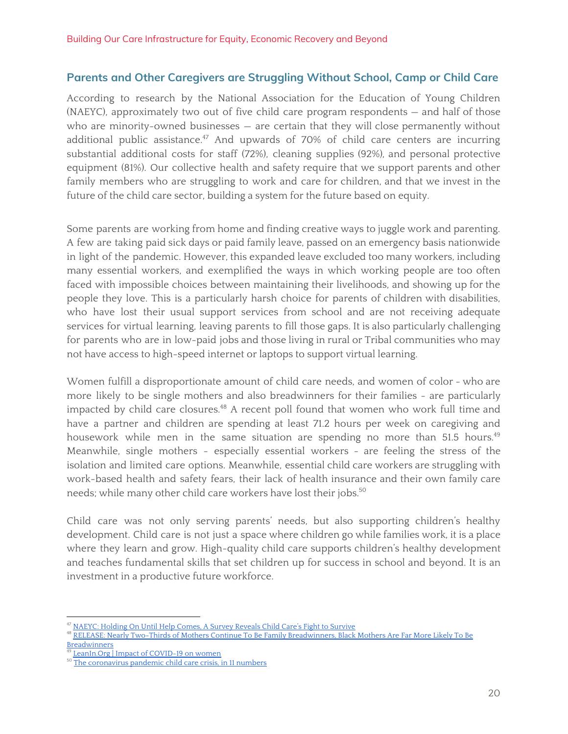## Parents and Other Caregivers are Struggling Without School, Camp or Child Care

According to research by the National Association for the Education of Young Children (NAEYC), approximately two out of five child care program respondents — and half of those who are minority-owned businesses — are certain that they will close permanently without additional public assistance.[47] And upwards of 70% of child care centers are incurring substantial additional costs for staff (72%), cleaning supplies (92%), and personal protective equipment (81%). Our collective health and safety require that we support parents and other family members who are struggling to work and care for children, and that we invest in the future of the child care sector, building a system for the future based on equity.

Some parents are working from home and finding creative ways to juggle work and parenting. A few are taking paid sick days or paid family leave, passed on an emergency basis nationwide in light of the pandemic. However, this expanded leave excluded too many workers, including many essential workers, and exemplified the ways in which working people are too often faced with impossible choices between maintaining their livelihoods, and showing up for the people they love. This is a particularly harsh choice for parents of children with disabilities, who have lost their usual support services from school and are not receiving adequate services for virtual learning, leaving parents to fill those gaps. It is also particularly challenging for parents who are in low-paid jobs and those living in rural or Tribal communities who may not have access to high-speed internet or laptops to support virtual learning.

Women fulfill a disproportionate amount of child care needs, and women of color - who are more likely to be single mothers and also breadwinners for their families - are particularly impacted by child care closures.[48] A recent poll found that women who work full time and have a partner and children are spending at least 71.2 hours per week on caregiving and housework while men in the same situation are spending no more than 51.5 hours.[49] Meanwhile, single mothers - especially essential workers - are feeling the stress of the isolation and limited care options. Meanwhile, essential child care workers are struggling with work-based health and safety fears, their lack of health insurance and their own family care needs; while many other child care workers have lost their jobs.[50]

Child care was not only serving parents' needs, but also supporting children's healthy development. Child care is not just a space where children go while families work, it is a place where they learn and grow. High-quality child care supports children's healthy development and teaches fundamental skills that set children up for success in school and beyond. It is an investment in a productive future workforce.

---

[47] NAEYC: Holding On Until Help Comes, A Survey Reveals Child Care's Fight to Survive

[48] RELEASE: Nearly Two-Thirds of Mothers Continue To Be Family Breadwinners, Black Mothers Are Far More Likely To Be Breadwinners

[49] LeanIn.Org | Impact of COVID-19 on women

[50] The coronavirus pandemic child care crisis, in 11 numbers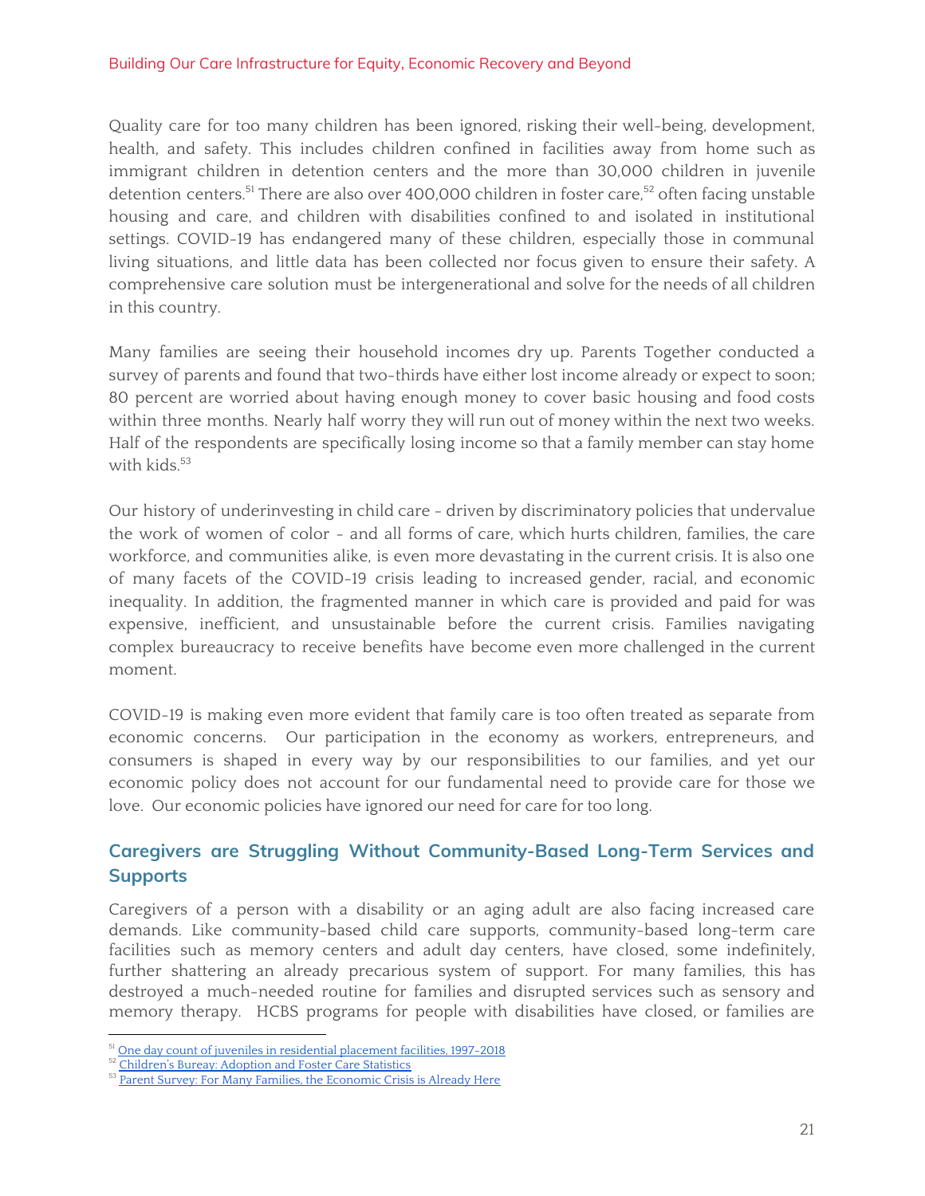Quality care for too many children has been ignored, risking their well-being, development, health, and safety. This includes children confined in facilities away from home such as immigrant children in detention centers and the more than 30,000 children in juvenile detention centers.[51] There are also over 400,000 children in foster care,[52] often facing unstable housing and care, and children with disabilities confined to and isolated in institutional settings. COVID-19 has endangered many of these children, especially those in communal living situations, and little data has been collected nor focus given to ensure their safety. A comprehensive care solution must be intergenerational and solve for the needs of all children in this country.

Many families are seeing their household incomes dry up. Parents Together conducted a survey of parents and found that two-thirds have either lost income already or expect to soon; 80 percent are worried about having enough money to cover basic housing and food costs within three months. Nearly half worry they will run out of money within the next two weeks. Half of the respondents are specifically losing income so that a family member can stay home with kids.[53]

Our history of underinvesting in child care - driven by discriminatory policies that undervalue the work of women of color - and all forms of care, which hurts children, families, the care workforce, and communities alike, is even more devastating in the current crisis. It is also one of many facets of the COVID-19 crisis leading to increased gender, racial, and economic inequality. In addition, the fragmented manner in which care is provided and paid for was expensive, inefficient, and unsustainable before the current crisis. Families navigating complex bureaucracy to receive benefits have become even more challenged in the current moment.

COVID-19 is making even more evident that family care is too often treated as separate from economic concerns. Our participation in the economy as workers, entrepreneurs, and consumers is shaped in every way by our responsibilities to our families, and yet our economic policy does not account for our fundamental need to provide care for those we love. Our economic policies have ignored our need for care for too long.

## Caregivers are Struggling Without Community-Based Long-Term Services and Supports

Caregivers of a person with a disability or an aging adult are also facing increased care demands. Like community-based child care supports, community-based long-term care facilities such as memory centers and adult day centers, have closed, some indefinitely, further shattering an already precarious system of support. For many families, this has destroyed a much-needed routine for families and disrupted services such as sensory and memory therapy. HCBS programs for people with disabilities have closed, or families are

[51] One day count of juveniles in residential placement facilities, 1997-2018
[52] Children's Bureay: Adoption and Foster Care Statistics
[53] Parent Survey: For Many Families, the Economic Crisis is Already Here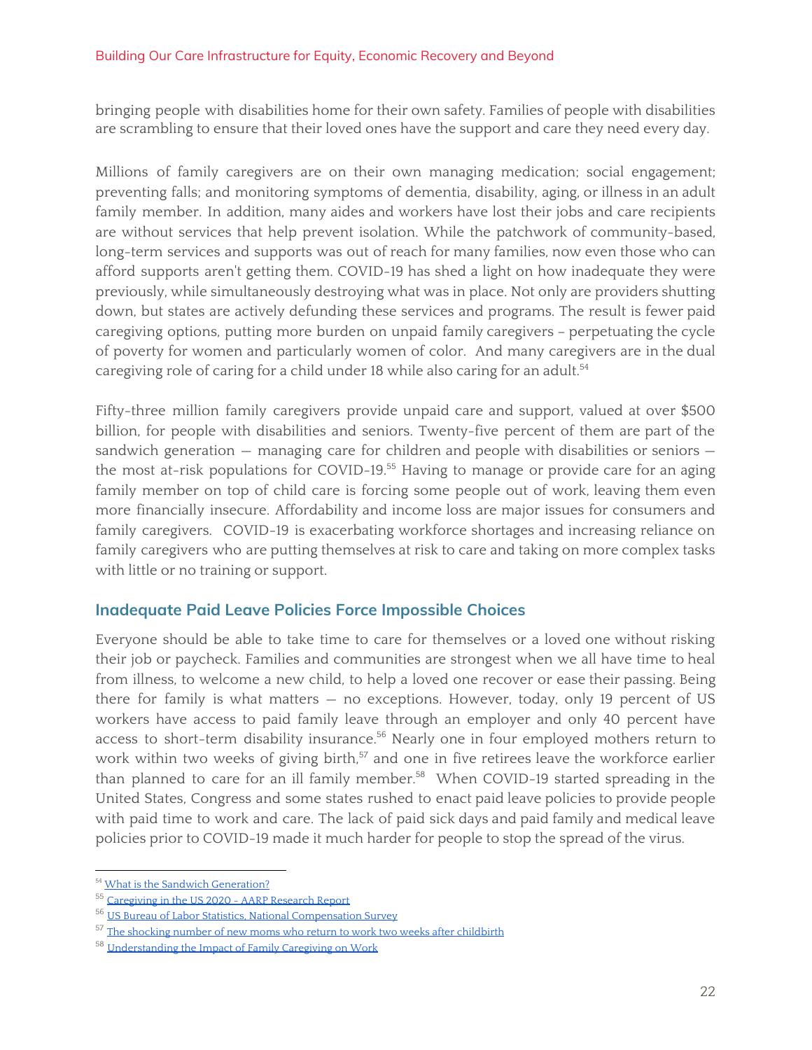bringing people with disabilities home for their own safety. Families of people with disabilities are scrambling to ensure that their loved ones have the support and care they need every day.

Millions of family caregivers are on their own managing medication; social engagement; preventing falls; and monitoring symptoms of dementia, disability, aging, or illness in an adult family member. In addition, many aides and workers have lost their jobs and care recipients are without services that help prevent isolation. While the patchwork of community-based, long-term services and supports was out of reach for many families, now even those who can afford supports aren't getting them. COVID-19 has shed a light on how inadequate they were previously, while simultaneously destroying what was in place. Not only are providers shutting down, but states are actively defunding these services and programs. The result is fewer paid caregiving options, putting more burden on unpaid family caregivers - perpetuating the cycle of poverty for women and particularly women of color. And many caregivers are in the dual caregiving role of caring for a child under 18 while also caring for an adult.[54]

Fifty-three million family caregivers provide unpaid care and support, valued at over $500 billion, for people with disabilities and seniors. Twenty-five percent of them are part of the sandwich generation — managing care for children and people with disabilities or seniors — the most at-risk populations for COVID-19.[55] Having to manage or provide care for an aging family member on top of child care is forcing some people out of work, leaving them even more financially insecure. Affordability and income loss are major issues for consumers and family caregivers. COVID-19 is exacerbating workforce shortages and increasing reliance on family caregivers who are putting themselves at risk to care and taking on more complex tasks with little or no training or support.

### Inadequate Paid Leave Policies Force Impossible Choices

Everyone should be able to take time to care for themselves or a loved one without risking their job or paycheck. Families and communities are strongest when we all have time to heal from illness, to welcome a new child, to help a loved one recover or ease their passing. Being there for family is what matters — no exceptions. However, today, only 19 percent of US workers have access to paid family leave through an employer and only 40 percent have access to short-term disability insurance.[56] Nearly one in four employed mothers return to work within two weeks of giving birth,[57] and one in five retirees leave the workforce earlier than planned to care for an ill family member.[58] When COVID-19 started spreading in the United States, Congress and some states rushed to enact paid leave policies to provide people with paid time to work and care. The lack of paid sick days and paid family and medical leave policies prior to COVID-19 made it much harder for people to stop the spread of the virus.

---

[54] What is the Sandwich Generation?

[55] Caregiving in the US 2020 - AARP Research Report

[56] US Bureau of Labor Statistics, National Compensation Survey

[57] The shocking number of new moms who return to work two weeks after childbirth

[58] Understanding the Impact of Family Caregiving on Work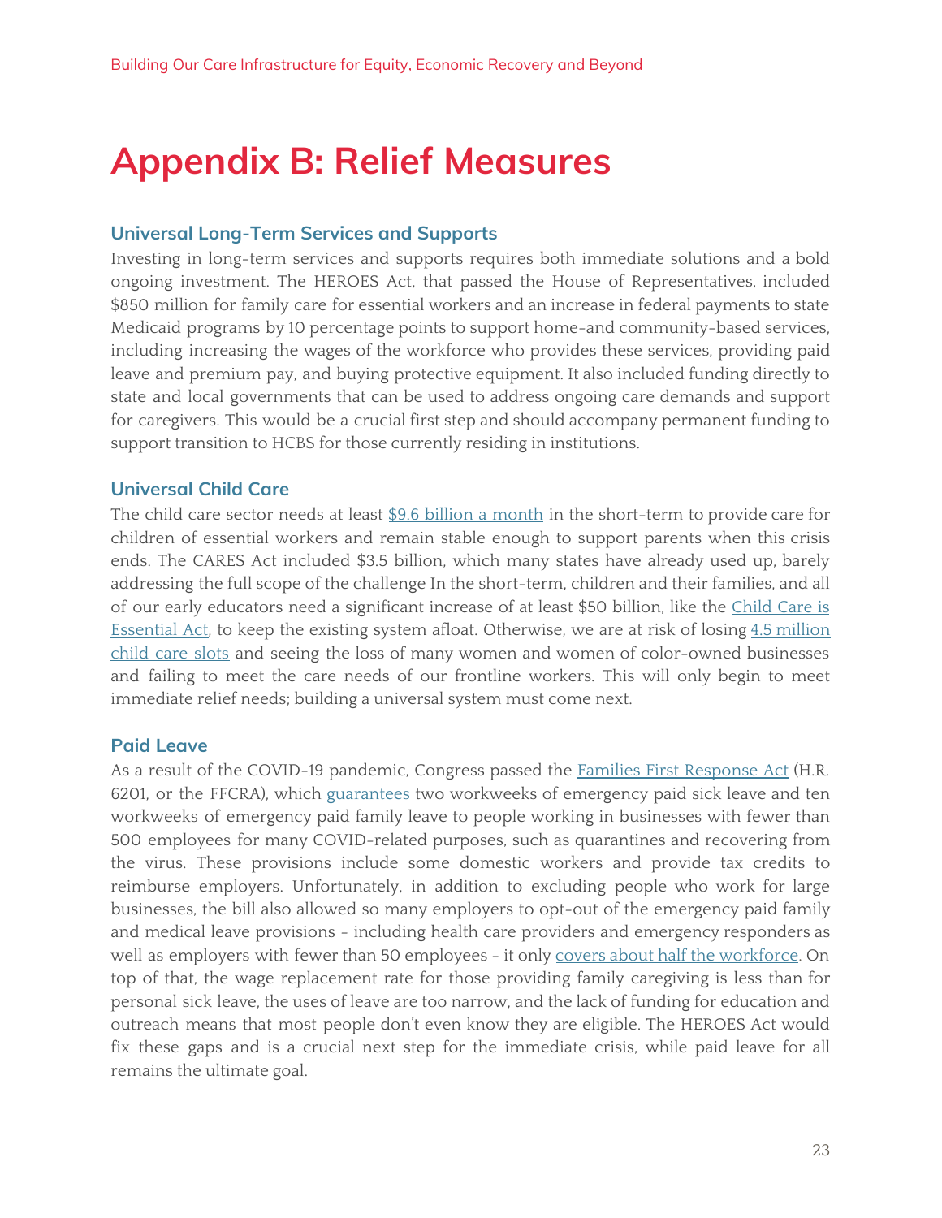# Appendix B: Relief Measures

## Universal Long-Term Services and Supports

Investing in long-term services and supports requires both immediate solutions and a bold ongoing investment. The HEROES Act, that passed the House of Representatives, included $850 million for family care for essential workers and an increase in federal payments to state Medicaid programs by 10 percentage points to support home-and community-based services, including increasing the wages of the workforce who provides these services, providing paid leave and premium pay, and buying protective equipment. It also included funding directly to state and local governments that can be used to address ongoing care demands and support for caregivers. This would be a crucial first step and should accompany permanent funding to support transition to HCBS for those currently residing in institutions.

## Universal Child Care

The child care sector needs at least $9.6 billion a month in the short-term to provide care for children of essential workers and remain stable enough to support parents when this crisis ends. The CARES Act included $3.5 billion, which many states have already used up, barely addressing the full scope of the challenge In the short-term, children and their families, and all of our early educators need a significant increase of at least $50 billion, like the Child Care is Essential Act, to keep the existing system afloat. Otherwise, we are at risk of losing 4.5 million child care slots and seeing the loss of many women and women of color-owned businesses and failing to meet the care needs of our frontline workers. This will only begin to meet immediate relief needs; building a universal system must come next.

## Paid Leave

As a result of the COVID-19 pandemic, Congress passed the Families First Response Act (H.R. 6201, or the FFCRA), which guarantees two workweeks of emergency paid sick leave and ten workweeks of emergency paid family leave to people working in businesses with fewer than 500 employees for many COVID-related purposes, such as quarantines and recovering from the virus. These provisions include some domestic workers and provide tax credits to reimburse employers. Unfortunately, in addition to excluding people who work for large businesses, the bill also allowed so many employers to opt-out of the emergency paid family and medical leave provisions - including health care providers and emergency responders as well as employers with fewer than 50 employees - it only covers about half the workforce. On top of that, the wage replacement rate for those providing family caregiving is less than for personal sick leave, the uses of leave are too narrow, and the lack of funding for education and outreach means that most people don't even know they are eligible. The HEROES Act would fix these gaps and is a crucial next step for the immediate crisis, while paid leave for all remains the ultimate goal.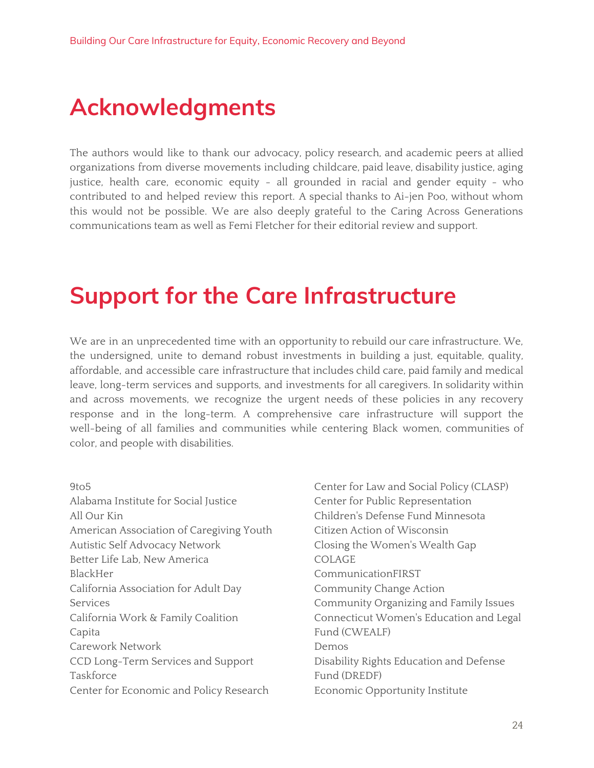## Acknowledgments

The authors would like to thank our advocacy, policy research, and academic peers at allied organizations from diverse movements including childcare, paid leave, disability justice, aging justice, health care, economic equity - all grounded in racial and gender equity - who contributed to and helped review this report. A special thanks to Ai-jen Poo, without whom this would not be possible. We are also deeply grateful to the Caring Across Generations communications team as well as Femi Fletcher for their editorial review and support.

## Support for the Care Infrastructure

We are in an unprecedented time with an opportunity to rebuild our care infrastructure. We, the undersigned, unite to demand robust investments in building a just, equitable, quality, affordable, and accessible care infrastructure that includes child care, paid family and medical leave, long-term services and supports, and investments for all caregivers. In solidarity within and across movements, we recognize the urgent needs of these policies in any recovery response and in the long-term. A comprehensive care infrastructure will support the well-being of all families and communities while centering Black women, communities of color, and people with disabilities.

9to5
Alabama Institute for Social Justice
All Our Kin
American Association of Caregiving Youth
Autistic Self Advocacy Network
Better Life Lab, New America
BlackHer
California Association for Adult Day Services
California Work & Family Coalition
Capita
Carework Network
CCD Long-Term Services and Support Taskforce
Center for Economic and Policy Research
Center for Law and Social Policy (CLASP)
Center for Public Representation
Children's Defense Fund Minnesota
Citizen Action of Wisconsin
Closing the Women's Wealth Gap
COLAGE
CommunicationFIRST
Community Change Action
Community Organizing and Family Issues
Connecticut Women's Education and Legal Fund (CWEALF)
Demos
Disability Rights Education and Defense Fund (DREDF)
Economic Opportunity Institute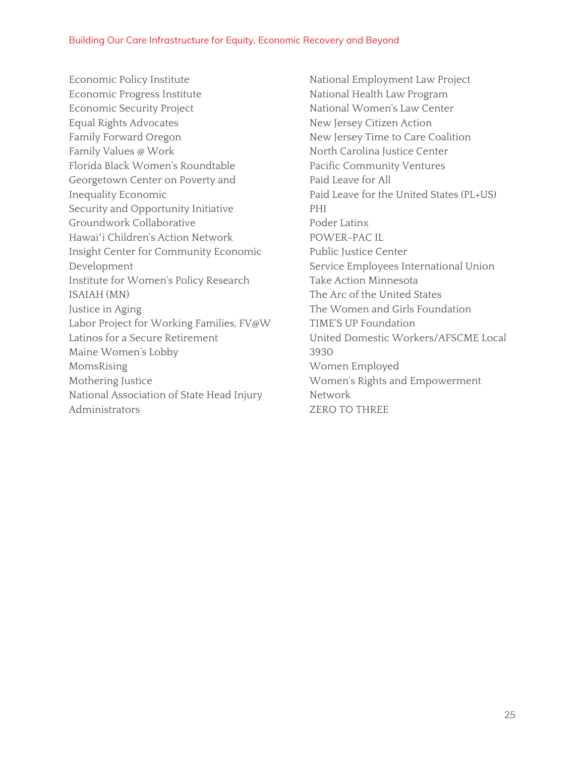Economic Policy Institute
Economic Progress Institute
Economic Security Project
Equal Rights Advocates
Family Forward Oregon
Family Values @ Work
Florida Black Women's Roundtable
Georgetown Center on Poverty and Inequality Economic Security and Opportunity Initiative
Groundwork Collaborative
Hawaiʻi Children's Action Network
Insight Center for Community Economic Development
Institute for Women's Policy Research
ISAIAH (MN)
Justice in Aging
Labor Project for Working Families, FV@W
Latinos for a Secure Retirement
Maine Women's Lobby
MomsRising
Mothering Justice
National Association of State Head Injury Administrators
National Employment Law Project
National Health Law Program
National Women's Law Center
New Jersey Citizen Action
New Jersey Time to Care Coalition
North Carolina Justice Center
Pacific Community Ventures
Paid Leave for All
Paid Leave for the United States (PL+US)
PHI
Poder Latinx
POWER-PAC IL
Public Justice Center
Service Employees International Union
Take Action Minnesota
The Arc of the United States
The Women and Girls Foundation
TIME'S UP Foundation
United Domestic Workers/AFSCME Local 3930
Women Employed
Women's Rights and Empowerment Network
ZERO TO THREE